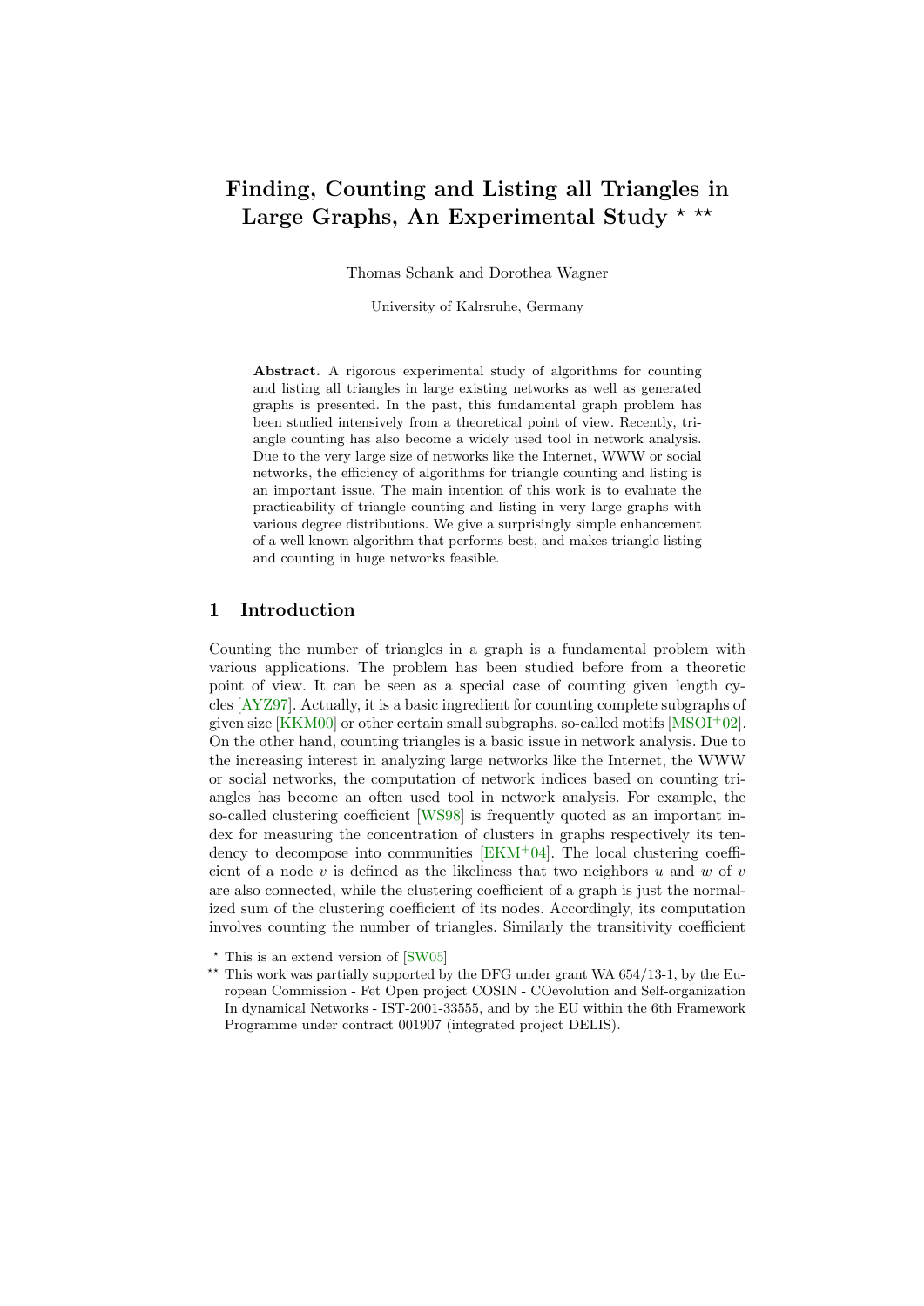# Finding, Counting and Listing all Triangles in Large Graphs, An Experimental Study * **

Thomas Schank and Dorothea Wagner

University of Kalrsruhe, Germany

**Abstract.** A rigorous experimental study of algorithms for counting and listing all triangles in large existing networks as well as generated graphs is presented. In the past, this fundamental graph problem has been studied intensively from a theoretical point of view. Recently, triangle counting has also become a widely used tool in network analysis. Due to the very large size of networks like the Internet, WWW or social networks, the efficiency of algorithms for triangle counting and listing is an important issue. The main intention of this work is to evaluate the practicability of triangle counting and listing in very large graphs with various degree distributions. We give a surprisingly simple enhancement of a well known algorithm that performs best, and makes triangle listing and counting in huge networks feasible.

## 1 Introduction

Counting the number of triangles in a graph is a fundamental problem with various applications. The problem has been studied before from a theoretic point of view. It can be seen as a special case of counting given length cycles [AYZ97]. Actually, it is a basic ingredient for counting complete subgraphs of given size [KKM00] or other certain small subgraphs, so-called motifs [MSOI+02]. On the other hand, counting triangles is a basic issue in network analysis. Due to the increasing interest in analyzing large networks like the Internet, the WWW or social networks, the computation of network indices based on counting triangles has become an often used tool in network analysis. For example, the so-called clustering coefficient [WS98] is frequently quoted as an important index for measuring the concentration of clusters in graphs respectively its tendency to decompose into communities [EKM+04]. The local clustering coefficient of a node $v$ is defined as the likeliness that two neighbors $u$ and $w$ of $v$ are also connected, while the clustering coefficient of a graph is just the normalized sum of the clustering coefficient of its nodes. Accordingly, its computation involves counting the number of triangles. Similarly the transitivity coefficient

---

* This is an extend version of [SW05]

** This work was partially supported by the DFG under grant WA 654/13-1, by the European Commission - Fet Open project COSIN - COevolution and Self-organization In dynamical Networks - IST-2001-33555, and by the EU within the 6th Framework Programme under contract 001907 (integrated project DELIS).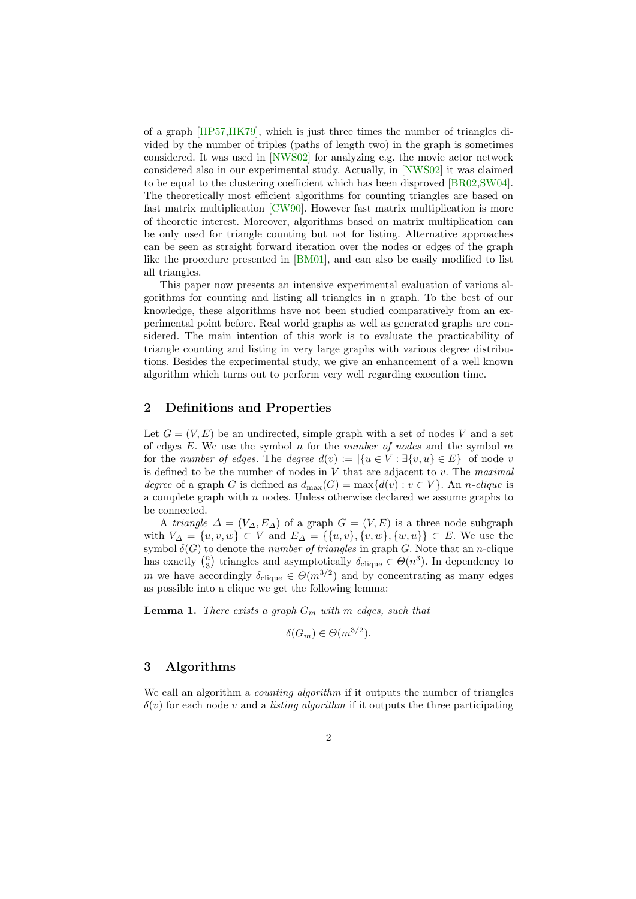of a graph [HP57,HK79], which is just three times the number of triangles divided by the number of triples (paths of length two) in the graph is sometimes considered. It was used in [NWS02] for analyzing e.g. the movie actor network considered also in our experimental study. Actually, in [NWS02] it was claimed to be equal to the clustering coefficient which has been disproved [BR02,SW04]. The theoretically most efficient algorithms for counting triangles are based on fast matrix multiplication [CW90]. However fast matrix multiplication is more of theoretic interest. Moreover, algorithms based on matrix multiplication can be only used for triangle counting but not for listing. Alternative approaches can be seen as straight forward iteration over the nodes or edges of the graph like the procedure presented in [BM01], and can also be easily modified to list all triangles.

This paper now presents an intensive experimental evaluation of various algorithms for counting and listing all triangles in a graph. To the best of our knowledge, these algorithms have not been studied comparatively from an experimental point before. Real world graphs as well as generated graphs are considered. The main intention of this work is to evaluate the practicability of triangle counting and listing in very large graphs with various degree distributions. Besides the experimental study, we give an enhancement of a well known algorithm which turns out to perform very well regarding execution time.

## 2 Definitions and Properties

Let $G = (V, E)$ be an undirected, simple graph with a set of nodes $V$ and a set of edges $E$. We use the symbol $n$ for the *number of nodes* and the symbol $m$ for the *number of edges*. The *degree* $d(v) := |\{u \in V : \exists \{v, u\} \in E\}|$ of node $v$ is defined to be the number of nodes in $V$ that are adjacent to $v$. The *maximal degree* of a graph $G$ is defined as $d_{\max}(G) = \max\{d(v) : v \in V\}$. An *n-clique* is a complete graph with $n$ nodes. Unless otherwise declared we assume graphs to be connected.

A *triangle* $\Delta = (V_\Delta, E_\Delta)$ of a graph $G = (V, E)$ is a three node subgraph with $V_\Delta = \{u, v, w\} \subset V$ and $E_\Delta = \{\{u, v\}, \{v, w\}, \{w, u\}\} \subset E$. We use the symbol $\delta(G)$ to denote the *number of triangles* in graph $G$. Note that an $n$-clique has exactly $\binom{n}{3}$ triangles and asymptotically $\delta_{\text{clique}} \in \Theta(n^3)$. In dependency to $m$ we have accordingly $\delta_{\text{clique}} \in \Theta(m^{3/2})$ and by concentrating as many edges as possible into a clique we get the following lemma:

**Lemma 1.** *There exists a graph $G_m$ with $m$ edges, such that*

$$\delta(G_m) \in \Theta(m^{3/2}).$$

## 3 Algorithms

We call an algorithm a *counting algorithm* if it outputs the number of triangles $\delta(v)$ for each node $v$ and a *listing algorithm* if it outputs the three participating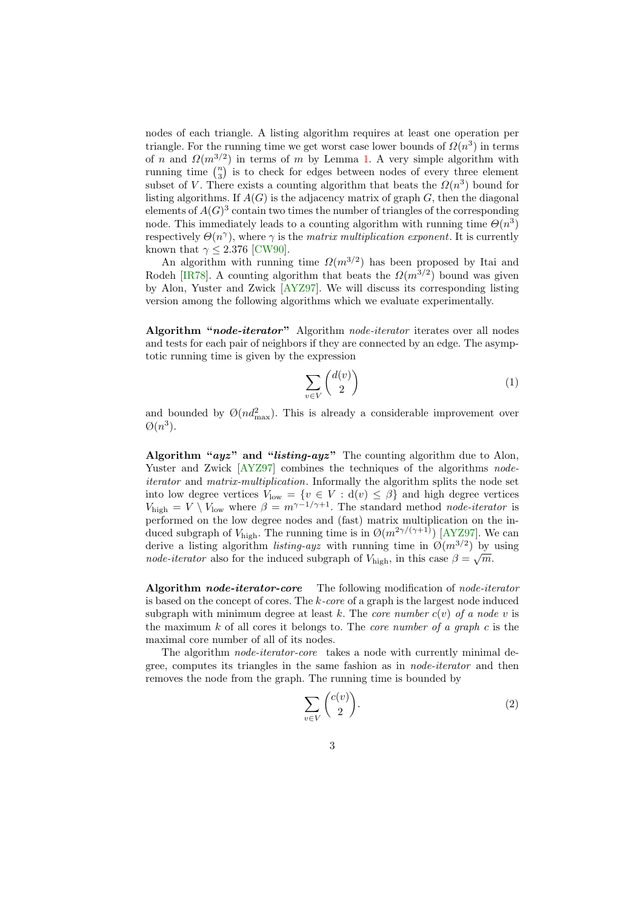nodes of each triangle. A listing algorithm requires at least one operation per triangle. For the running time we get worst case lower bounds of $\Omega(n^3)$ in terms of $n$ and $\Omega(m^{3/2})$ in terms of $m$ by Lemma 1. A very simple algorithm with running time $\binom{n}{3}$ is to check for edges between nodes of every three element subset of $V$. There exists a counting algorithm that beats the $\Omega(n^3)$ bound for listing algorithms. If $A(G)$ is the adjacency matrix of graph $G$, then the diagonal elements of $A(G)^3$ contain two times the number of triangles of the corresponding node. This immediately leads to a counting algorithm with running time $\Theta(n^3)$ respectively $\Theta(n^\gamma)$, where $\gamma$ is the *matrix multiplication exponent*. It is currently known that $\gamma \leq 2.376$ [CW90].

An algorithm with running time $\Omega(m^{3/2})$ has been proposed by Itai and Rodeh [IR78]. A counting algorithm that beats the $\Omega(m^{3/2})$ bound was given by Alon, Yuster and Zwick [AYZ97]. We will discuss its corresponding listing version among the following algorithms which we evaluate experimentally.

**Algorithm "*node-iterator*"** Algorithm *node-iterator* iterates over all nodes and tests for each pair of neighbors if they are connected by an edge. The asymptotic running time is given by the expression

$$\sum_{v \in V} \binom{d(v)}{2} \tag{1}$$

and bounded by $\mathcal{O}(n d_{\max}^2)$. This is already a considerable improvement over $\mathcal{O}(n^3)$.

**Algorithm "*ayz*" and "*listing-ayz*"** The counting algorithm due to Alon, Yuster and Zwick [AYZ97] combines the techniques of the algorithms *node-iterator* and *matrix-multiplication*. Informally the algorithm splits the node set into low degree vertices $V_{\text{low}} = \{v \in V : \mathrm{d}(v) \leq \beta\}$ and high degree vertices $V_{\text{high}} = V \setminus V_{\text{low}}$ where $\beta = m^{\gamma - 1/\gamma + 1}$. The standard method *node-iterator* is performed on the low degree nodes and (fast) matrix multiplication on the induced subgraph of $V_{\text{high}}$. The running time is in $\mathcal{O}(m^{2\gamma/(\gamma+1)})$ [AYZ97]. We can derive a listing algorithm *listing-ayz* with running time in $\mathcal{O}(m^{3/2})$ by using *node-iterator* also for the induced subgraph of $V_{\text{high}}$, in this case $\beta = \sqrt{m}$.

**Algorithm *node-iterator-core*** The following modification of *node-iterator* is based on the concept of cores. The *k-core* of a graph is the largest node induced subgraph with minimum degree at least $k$. The *core number* $c(v)$ *of a node* $v$ is the maximum $k$ of all cores it belongs to. The *core number of a graph* $c$ is the maximal core number of all of its nodes.

The algorithm *node-iterator-core* takes a node with currently minimal degree, computes its triangles in the same fashion as in *node-iterator* and then removes the node from the graph. The running time is bounded by

$$\sum_{v \in V} \binom{c(v)}{2}. \tag{2}$$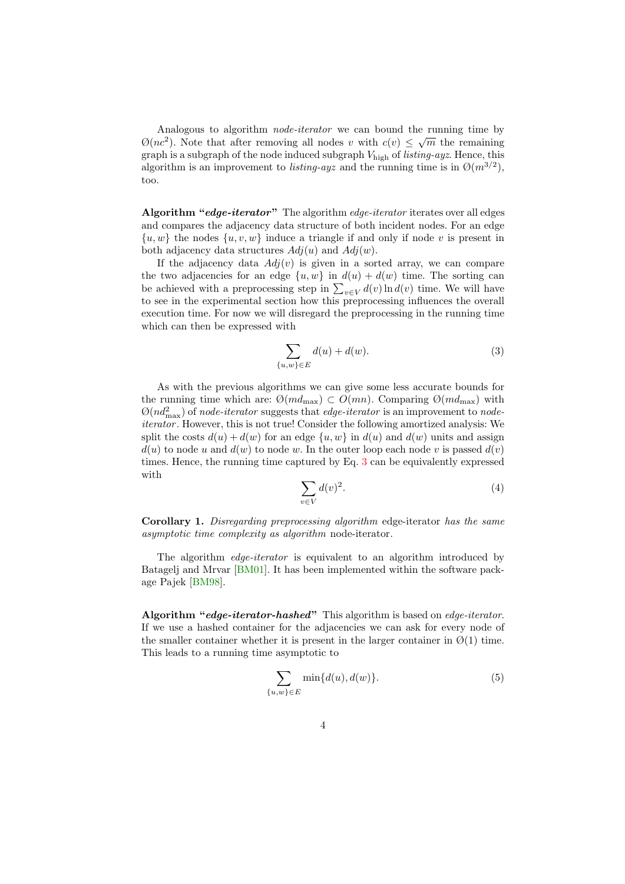Analogous to algorithm *node-iterator* we can bound the running time by $\mathcal{O}(nc^2)$. Note that after removing all nodes $v$ with $c(v) \leq \sqrt{m}$ the remaining graph is a subgraph of the node induced subgraph $V_{\text{high}}$ of *listing-ayz*. Hence, this algorithm is an improvement to *listing-ayz* and the running time is in $\mathcal{O}(m^{3/2})$, too.

**Algorithm "*edge-iterator*"** The algorithm *edge-iterator* iterates over all edges and compares the adjacency data structure of both incident nodes. For an edge $\{u, w\}$ the nodes $\{u, v, w\}$ induce a triangle if and only if node $v$ is present in both adjacency data structures $Adj(u)$ and $Adj(w)$.

If the adjacency data $Adj(v)$ is given in a sorted array, we can compare the two adjacencies for an edge $\{u, w\}$ in $d(u) + d(w)$ time. The sorting can be achieved with a preprocessing step in $\sum_{v \in V} d(v) \ln d(v)$ time. We will have to see in the experimental section how this preprocessing influences the overall execution time. For now we will disregard the preprocessing in the running time which can then be expressed with

$$\sum_{\{u,w\} \in E} d(u) + d(w). \tag{3}$$

As with the previous algorithms we can give some less accurate bounds for the running time which are: $\mathcal{O}(md_{\max}) \subset O(mn)$. Comparing $\mathcal{O}(md_{\max})$ with $\mathcal{O}(nd_{\max}^2)$ of *node-iterator* suggests that *edge-iterator* is an improvement to *node-iterator*. However, this is not true! Consider the following amortized analysis: We split the costs $d(u) + d(w)$ for an edge $\{u, w\}$ in $d(u)$ and $d(w)$ units and assign $d(u)$ to node $u$ and $d(w)$ to node $w$. In the outer loop each node $v$ is passed $d(v)$ times. Hence, the running time captured by Eq. 3 can be equivalently expressed with

$$\sum_{v \in V} d(v)^2. \tag{4}$$

**Corollary 1.** *Disregarding preprocessing algorithm* edge-iterator *has the same asymptotic time complexity as algorithm* node-iterator.

The algorithm *edge-iterator* is equivalent to an algorithm introduced by Batagelj and Mrvar [BM01]. It has been implemented within the software package Pajek [BM98].

**Algorithm "*edge-iterator-hashed*"** This algorithm is based on *edge-iterator*. If we use a hashed container for the adjacencies we can ask for every node of the smaller container whether it is present in the larger container in $\mathcal{O}(1)$ time. This leads to a running time asymptotic to

$$\sum_{\{u,w\} \in E} \min\{d(u), d(w)\}. \tag{5}$$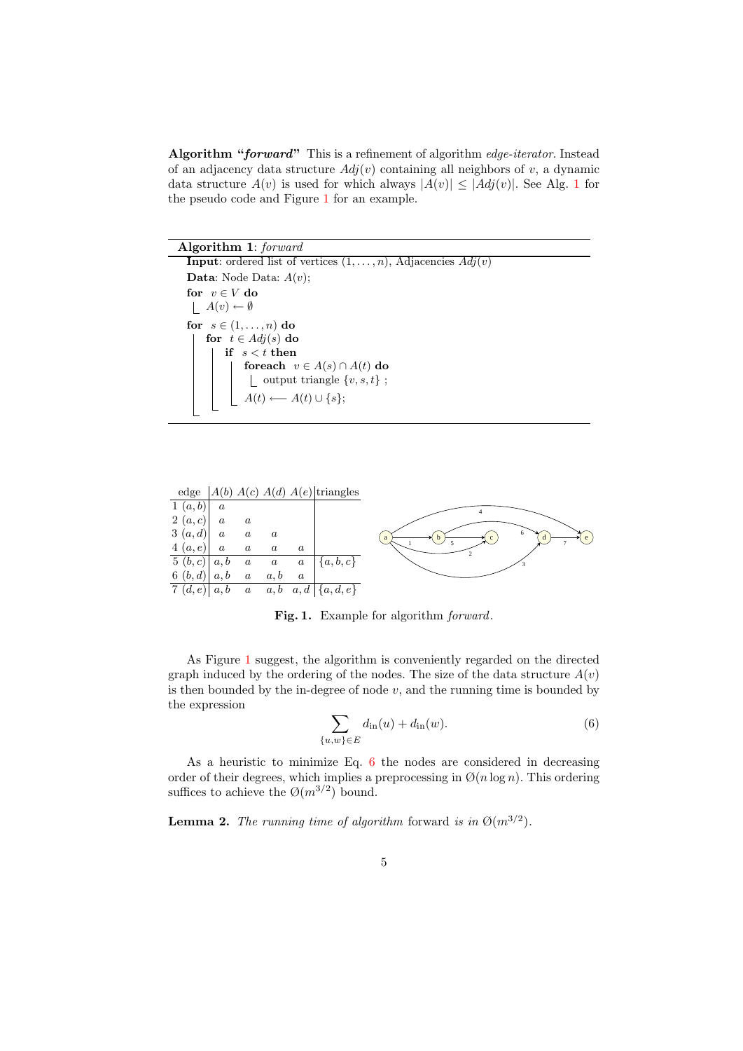**Algorithm "*forward*"** This is a refinement of algorithm *edge-iterator*. Instead of an adjacency data structure $Adj(v)$ containing all neighbors of $v$, a dynamic data structure $A(v)$ is used for which always $|A(v)| \leq |Adj(v)|$. See Alg. 1 for the pseudo code and Figure 1 for an example.

---

**Algorithm 1**: *forward*

```
Input: ordered list of vertices (1, ..., n), Adjacencies Adj(v)
Data: Node Data: A(v);
for v ∈ V do
    A(v) ← ∅
for s ∈ (1, ..., n) do
    for t ∈ Adj(s) do
        if s < t then
            foreach v ∈ A(s) ∩ A(t) do
                output triangle {v, s, t} ;
            A(t) ⟵ A(t) ∪ {s};
```

---

| edge | $A(b)$ | $A(c)$ | $A(d)$ | $A(e)$ | triangles |
|---|---|---|---|---|---|
| 1 $(a, b)$ | $a$ | | | | |
| 2 $(a, c)$ | $a$ | $a$ | | | |
| 3 $(a, d)$ | $a$ | $a$ | $a$ | | |
| 4 $(a, e)$ | $a$ | $a$ | $a$ | $a$ | |
| 5 $(b, c)$ | $a, b$ | $a$ | $a$ | $a$ | $\{a, b, c\}$ |
| 6 $(b, d)$ | $a, b$ | $a$ | $a, b$ | $a$ | |
| 7 $(d, e)$ | $a, b$ | $a$ | $a, b$ | $a, d$ | $\{a, d, e\}$ |

**Fig. 1.** Example for algorithm *forward*.

As Figure 1 suggest, the algorithm is conveniently regarded on the directed graph induced by the ordering of the nodes. The size of the data structure $A(v)$ is then bounded by the in-degree of node $v$, and the running time is bounded by the expression

$$\sum_{\{u,w\} \in E} d_{\text{in}}(u) + d_{\text{in}}(w). \tag{6}$$

As a heuristic to minimize Eq. 6 the nodes are considered in decreasing order of their degrees, which implies a preprocessing in $\emptyset(n \log n)$. This ordering suffices to achieve the $\emptyset(m^{3/2})$ bound.

**Lemma 2.** *The running time of algorithm* forward *is in* $\emptyset(m^{3/2})$.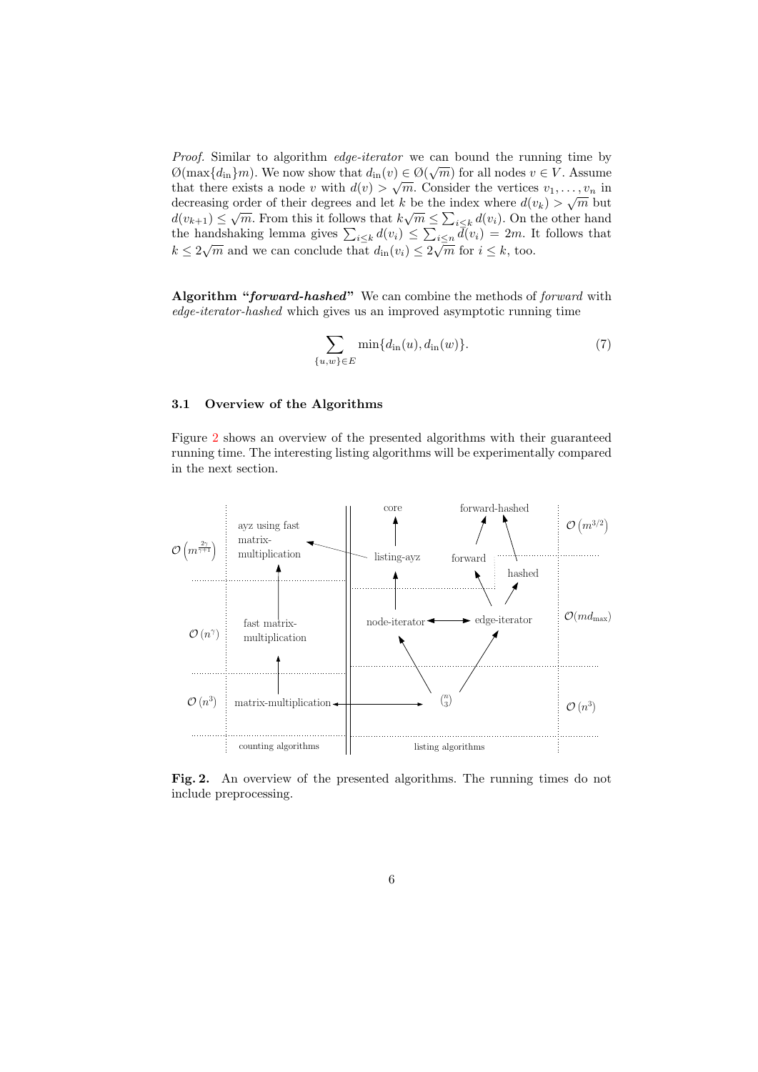*Proof.* Similar to algorithm *edge-iterator* we can bound the running time by $\mathcal{O}(\max\{d_{\text{in}}\}m)$. We now show that $d_{\text{in}}(v) \in \mathcal{O}(\sqrt{m})$ for all nodes $v \in V$. Assume that there exists a node $v$ with $d(v) > \sqrt{m}$. Consider the vertices $v_1, \ldots, v_n$ in decreasing order of their degrees and let $k$ be the index where $d(v_k) > \sqrt{m}$ but $d(v_{k+1}) \leq \sqrt{m}$. From this it follows that $k\sqrt{m} \leq \sum_{i \leq k} d(v_i)$. On the other hand the handshaking lemma gives $\sum_{i \leq k} d(v_i) \leq \sum_{i \leq n} d(v_i) = 2m$. It follows that $k \leq 2\sqrt{m}$ and we can conclude that $d_{\text{in}}(v_i) \leq 2\sqrt{m}$ for $i \leq k$, too.

**Algorithm "*forward-hashed*"** We can combine the methods of *forward* with *edge-iterator-hashed* which gives us an improved asymptotic running time

$$\sum_{\{u,w\} \in E} \min\{d_{\text{in}}(u), d_{\text{in}}(w)\}. \tag{7}$$

### 3.1 Overview of the Algorithms

Figure 2 shows an overview of the presented algorithms with their guaranteed running time. The interesting listing algorithms will be experimentally compared in the next section.

**Fig. 2.** An overview of the presented algorithms. The running times do not include preprocessing.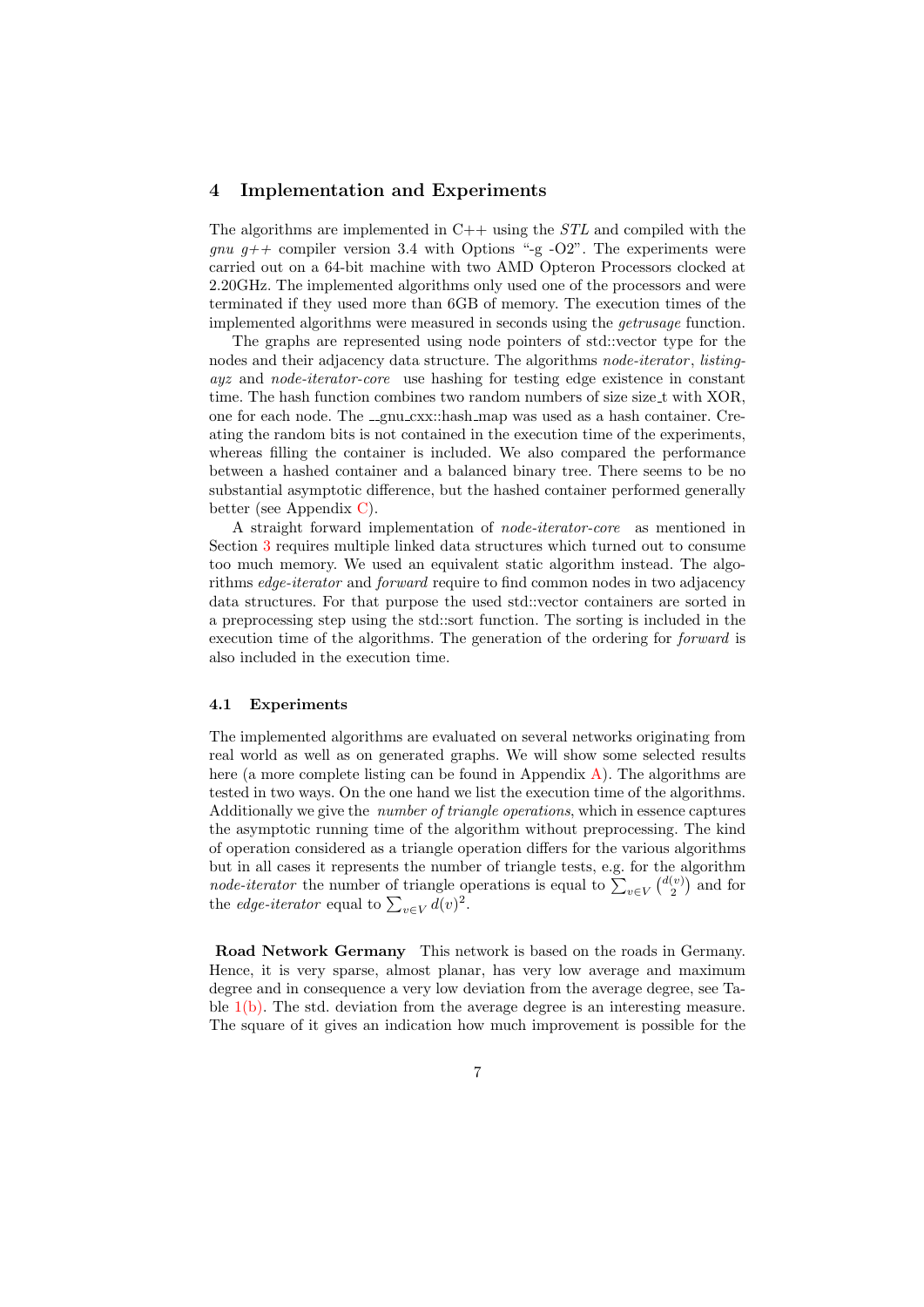## 4 Implementation and Experiments

The algorithms are implemented in C++ using the *STL* and compiled with the *gnu g++* compiler version 3.4 with Options "-g -O2". The experiments were carried out on a 64-bit machine with two AMD Opteron Processors clocked at 2.20GHz. The implemented algorithms only used one of the processors and were terminated if they used more than 6GB of memory. The execution times of the implemented algorithms were measured in seconds using the *getrusage* function.

The graphs are represented using node pointers of std::vector type for the nodes and their adjacency data structure. The algorithms *node-iterator*, *listing-ayz* and *node-iterator-core* use hashing for testing edge existence in constant time. The hash function combines two random numbers of size size_t with XOR, one for each node. The __gnu_cxx::hash_map was used as a hash container. Creating the random bits is not contained in the execution time of the experiments, whereas filling the container is included. We also compared the performance between a hashed container and a balanced binary tree. There seems to be no substantial asymptotic difference, but the hashed container performed generally better (see Appendix C).

A straight forward implementation of *node-iterator-core* as mentioned in Section 3 requires multiple linked data structures which turned out to consume too much memory. We used an equivalent static algorithm instead. The algorithms *edge-iterator* and *forward* require to find common nodes in two adjacency data structures. For that purpose the used std::vector containers are sorted in a preprocessing step using the std::sort function. The sorting is included in the execution time of the algorithms. The generation of the ordering for *forward* is also included in the execution time.

### 4.1 Experiments

The implemented algorithms are evaluated on several networks originating from real world as well as on generated graphs. We will show some selected results here (a more complete listing can be found in Appendix A). The algorithms are tested in two ways. On the one hand we list the execution time of the algorithms. Additionally we give the *number of triangle operations*, which in essence captures the asymptotic running time of the algorithm without preprocessing. The kind of operation considered as a triangle operation differs for the various algorithms but in all cases it represents the number of triangle tests, e.g. for the algorithm *node-iterator* the number of triangle operations is equal to $\sum_{v \in V} \binom{d(v)}{2}$ and for the *edge-iterator* equal to $\sum_{v \in V} d(v)^2$.

**Road Network Germany** This network is based on the roads in Germany. Hence, it is very sparse, almost planar, has very low average and maximum degree and in consequence a very low deviation from the average degree, see Table 1(b). The std. deviation from the average degree is an interesting measure. The square of it gives an indication how much improvement is possible for the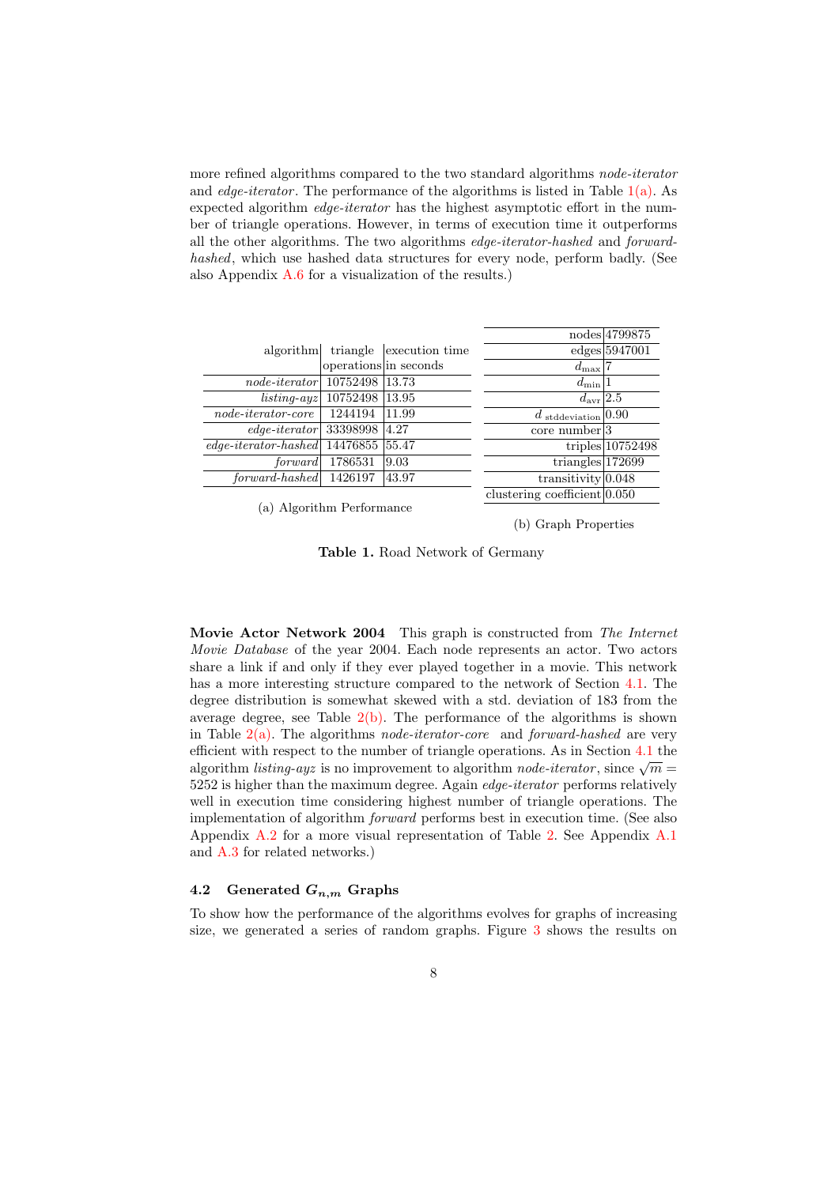more refined algorithms compared to the two standard algorithms *node-iterator* and *edge-iterator*. The performance of the algorithms is listed in Table 1(a). As expected algorithm *edge-iterator* has the highest asymptotic effort in the number of triangle operations. However, in terms of execution time it outperforms all the other algorithms. The two algorithms *edge-iterator-hashed* and *forward-hashed*, which use hashed data structures for every node, perform badly. (See also Appendix A.6 for a visualization of the results.)

| algorithm | triangle operations | execution time in seconds |
|---|---|---|
| *node-iterator* | 10752498 | 13.73 |
| *listing-ayz* | 10752498 | 13.95 |
| *node-iterator-core* | 1244194 | 11.99 |
| *edge-iterator* | 33398998 | 4.27 |
| *edge-iterator-hashed* | 14476855 | 55.47 |
| *forward* | 1786531 | 9.03 |
| *forward-hashed* | 1426197 | 43.97 |

(a) Algorithm Performance

| | |
|---|---|
| nodes | 4799875 |
| edges | 5947001 |
| $d_{\max}$ | 7 |
| $d_{\min}$ | 1 |
| $d_{\text{avr}}$ | 2.5 |
| $d_{\text{stddeviation}}$ | 0.90 |
| core number | 3 |
| triples | 10752498 |
| triangles | 172699 |
| transitivity | 0.048 |
| clustering coefficient | 0.050 |

(b) Graph Properties

**Table 1.** Road Network of Germany

**Movie Actor Network 2004** This graph is constructed from *The Internet Movie Database* of the year 2004. Each node represents an actor. Two actors share a link if and only if they ever played together in a movie. This network has a more interesting structure compared to the network of Section 4.1. The degree distribution is somewhat skewed with a std. deviation of 183 from the average degree, see Table 2(b). The performance of the algorithms is shown in Table 2(a). The algorithms *node-iterator-core* and *forward-hashed* are very efficient with respect to the number of triangle operations. As in Section 4.1 the algorithm *listing-ayz* is no improvement to algorithm *node-iterator*, since $\sqrt{m} = 5252$ is higher than the maximum degree. Again *edge-iterator* performs relatively well in execution time considering highest number of triangle operations. The implementation of algorithm *forward* performs best in execution time. (See also Appendix A.2 for a more visual representation of Table 2. See Appendix A.1 and A.3 for related networks.)

### 4.2 Generated $G_{n,m}$ Graphs

To show how the performance of the algorithms evolves for graphs of increasing size, we generated a series of random graphs. Figure 3 shows the results on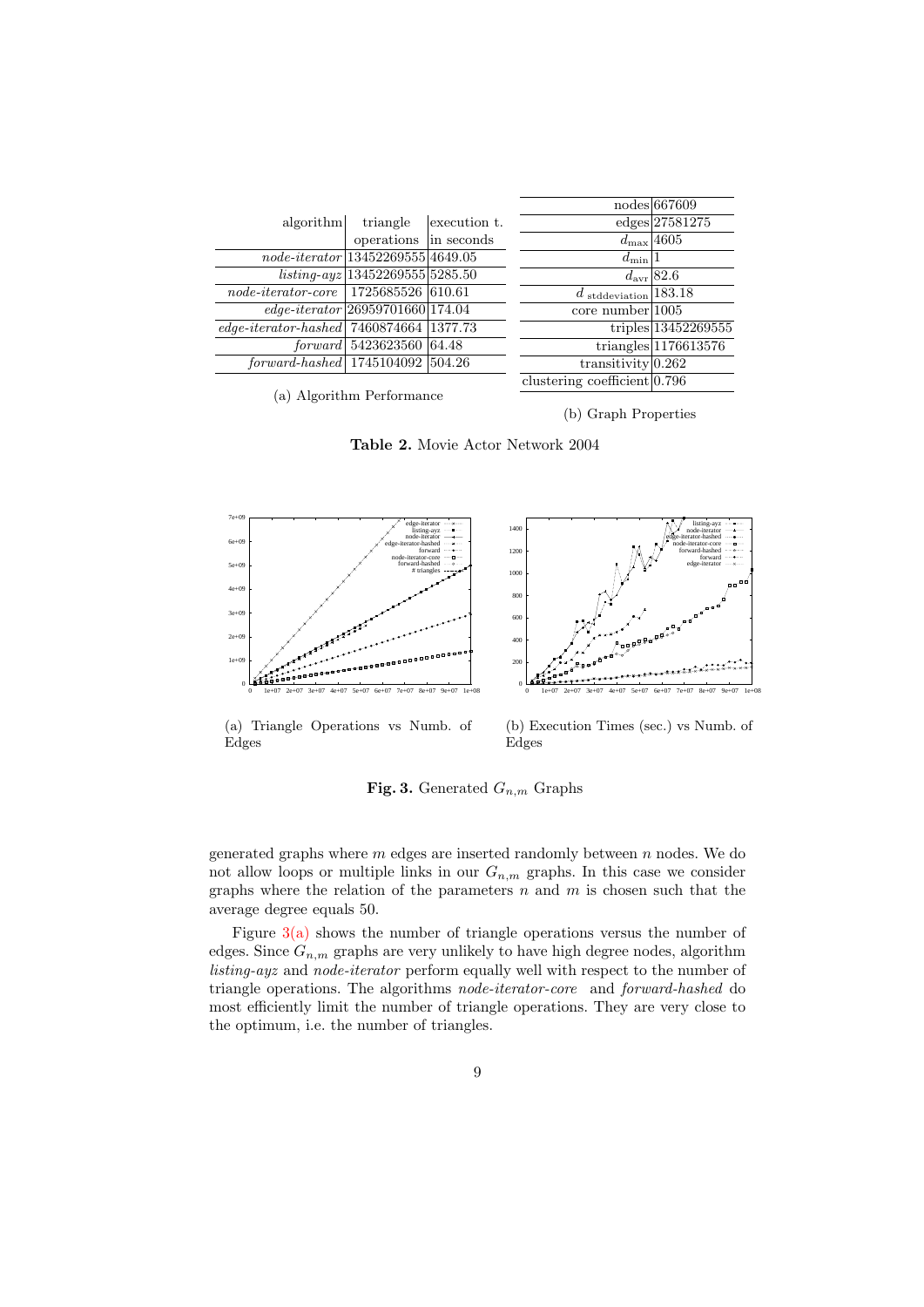| algorithm | triangle operations | execution t. in seconds |
|---|---|---|
| *node-iterator* | 13452269555 | 4649.05 |
| *listing-ayz* | 13452269555 | 5285.50 |
| *node-iterator-core* | 1725685526 | 610.61 |
| *edge-iterator* | 26959701660 | 174.04 |
| *edge-iterator-hashed* | 7460874664 | 1377.73 |
| *forward* | 5423623560 | 64.48 |
| *forward-hashed* | 1745104092 | 504.26 |

(a) Algorithm Performance

| | |
|---|---|
| nodes | 667609 |
| edges | 27581275 |
| $d_{\max}$ | 4605 |
| $d_{\min}$ | 1 |
| $d_{\text{avr}}$ | 82.6 |
| $d_{\text{stddeviation}}$ | 183.18 |
| core number | 1005 |
| triples | 13452269555 |
| triangles | 1176613576 |
| transitivity | 0.262 |
| clustering coefficient | 0.796 |

(b) Graph Properties

**Table 2.** Movie Actor Network 2004

(a) Triangle Operations vs Numb. of Edges

(b) Execution Times (sec.) vs Numb. of Edges

**Fig. 3.** Generated $G_{n,m}$ Graphs

generated graphs where $m$ edges are inserted randomly between $n$ nodes. We do not allow loops or multiple links in our $G_{n,m}$ graphs. In this case we consider graphs where the relation of the parameters $n$ and $m$ is chosen such that the average degree equals 50.

Figure 3(a) shows the number of triangle operations versus the number of edges. Since $G_{n,m}$ graphs are very unlikely to have high degree nodes, algorithm *listing-ayz* and *node-iterator* perform equally well with respect to the number of triangle operations. The algorithms *node-iterator-core* and *forward-hashed* do most efficiently limit the number of triangle operations. They are very close to the optimum, i.e. the number of triangles.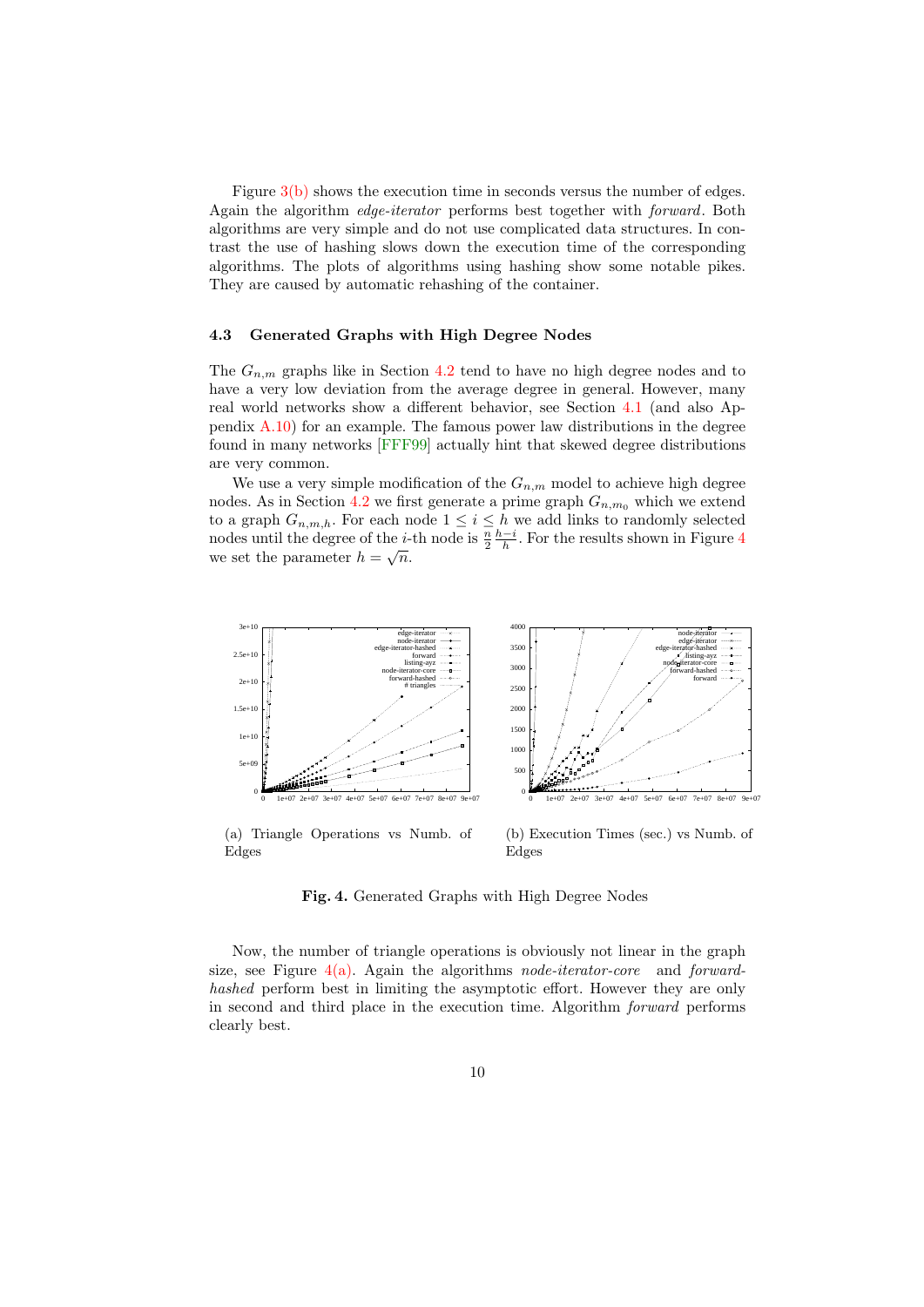Figure 3(b) shows the execution time in seconds versus the number of edges. Again the algorithm *edge-iterator* performs best together with *forward*. Both algorithms are very simple and do not use complicated data structures. In contrast the use of hashing slows down the execution time of the corresponding algorithms. The plots of algorithms using hashing show some notable pikes. They are caused by automatic rehashing of the container.

### 4.3 Generated Graphs with High Degree Nodes

The $G_{n,m}$ graphs like in Section 4.2 tend to have no high degree nodes and to have a very low deviation from the average degree in general. However, many real world networks show a different behavior, see Section 4.1 (and also Appendix A.10) for an example. The famous power law distributions in the degree found in many networks [FFF99] actually hint that skewed degree distributions are very common.

We use a very simple modification of the $G_{n,m}$ model to achieve high degree nodes. As in Section 4.2 we first generate a prime graph $G_{n,m_0}$ which we extend to a graph $G_{n,m,h}$. For each node $1 \leq i \leq h$ we add links to randomly selected nodes until the degree of the $i$-th node is $\frac{n}{2}\frac{h-i}{h}$. For the results shown in Figure 4 we set the parameter $h = \sqrt{n}$.

(a) Triangle Operations vs Numb. of Edges

(b) Execution Times (sec.) vs Numb. of Edges

**Fig. 4.** Generated Graphs with High Degree Nodes

Now, the number of triangle operations is obviously not linear in the graph size, see Figure 4(a). Again the algorithms *node-iterator-core* and *forward-hashed* perform best in limiting the asymptotic effort. However they are only in second and third place in the execution time. Algorithm *forward* performs clearly best.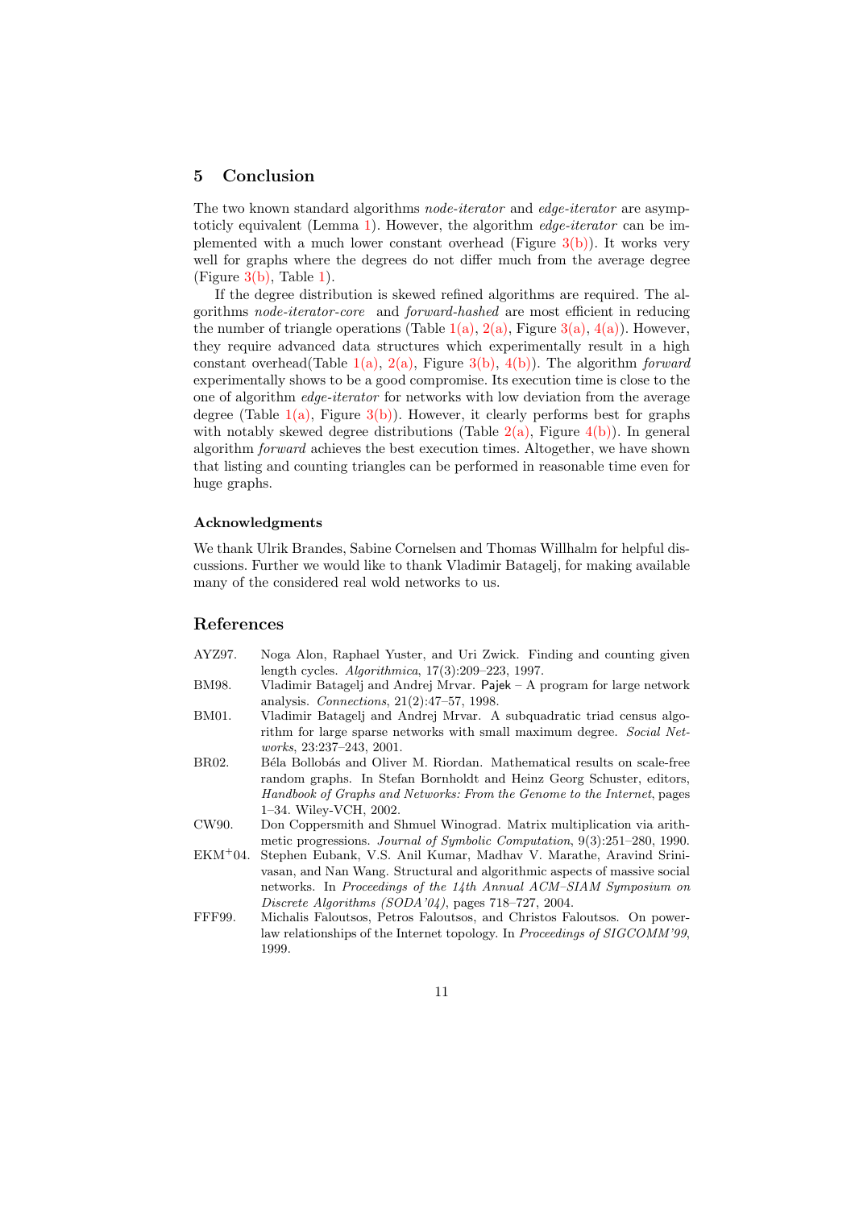## 5 Conclusion

The two known standard algorithms *node-iterator* and *edge-iterator* are asymptoticly equivalent (Lemma 1). However, the algorithm *edge-iterator* can be implemented with a much lower constant overhead (Figure 3(b)). It works very well for graphs where the degrees do not differ much from the average degree (Figure 3(b), Table 1).

If the degree distribution is skewed refined algorithms are required. The algorithms *node-iterator-core* and *forward-hashed* are most efficient in reducing the number of triangle operations (Table 1(a), 2(a), Figure 3(a), 4(a)). However, they require advanced data structures which experimentally result in a high constant overhead(Table 1(a), 2(a), Figure 3(b), 4(b)). The algorithm *forward* experimentally shows to be a good compromise. Its execution time is close to the one of algorithm *edge-iterator* for networks with low deviation from the average degree (Table 1(a), Figure 3(b)). However, it clearly performs best for graphs with notably skewed degree distributions (Table 2(a), Figure 4(b)). In general algorithm *forward* achieves the best execution times. Altogether, we have shown that listing and counting triangles can be performed in reasonable time even for huge graphs.

### Acknowledgments

We thank Ulrik Brandes, Sabine Cornelsen and Thomas Willhalm for helpful discussions. Further we would like to thank Vladimir Batagelj, for making available many of the considered real wold networks to us.

## References

- AYZ97. Noga Alon, Raphael Yuster, and Uri Zwick. Finding and counting given length cycles. *Algorithmica*, 17(3):209–223, 1997.
- BM98. Vladimir Batagelj and Andrej Mrvar. Pajek – A program for large network analysis. *Connections*, 21(2):47–57, 1998.
- BM01. Vladimir Batagelj and Andrej Mrvar. A subquadratic triad census algorithm for large sparse networks with small maximum degree. *Social Networks*, 23:237–243, 2001.
- BR02. Béla Bollobás and Oliver M. Riordan. Mathematical results on scale-free random graphs. In Stefan Bornholdt and Heinz Georg Schuster, editors, *Handbook of Graphs and Networks: From the Genome to the Internet*, pages 1–34. Wiley-VCH, 2002.
- CW90. Don Coppersmith and Shmuel Winograd. Matrix multiplication via arithmetic progressions. *Journal of Symbolic Computation*, 9(3):251–280, 1990.
- EKM+04. Stephen Eubank, V.S. Anil Kumar, Madhav V. Marathe, Aravind Srinivasan, and Nan Wang. Structural and algorithmic aspects of massive social networks. In *Proceedings of the 14th Annual ACM–SIAM Symposium on Discrete Algorithms (SODA'04)*, pages 718–727, 2004.
- FFF99. Michalis Faloutsos, Petros Faloutsos, and Christos Faloutsos. On power-law relationships of the Internet topology. In *Proceedings of SIGCOMM'99*, 1999.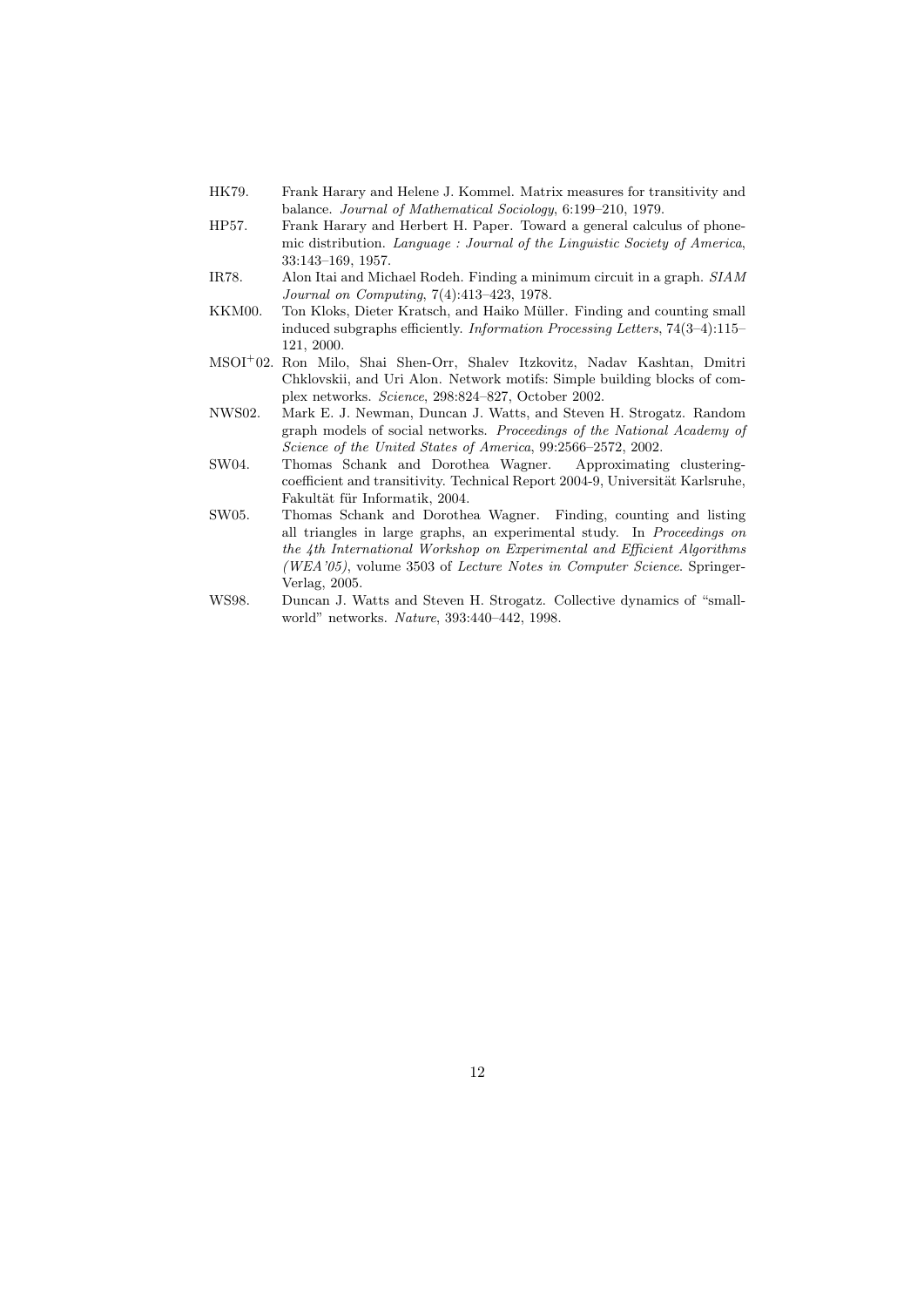- HK79. Frank Harary and Helene J. Kommel. Matrix measures for transitivity and balance. *Journal of Mathematical Sociology*, 6:199–210, 1979.
- HP57. Frank Harary and Herbert H. Paper. Toward a general calculus of phonemic distribution. *Language : Journal of the Linguistic Society of America*, 33:143–169, 1957.
- IR78. Alon Itai and Michael Rodeh. Finding a minimum circuit in a graph. *SIAM Journal on Computing*, 7(4):413–423, 1978.
- KKM00. Ton Kloks, Dieter Kratsch, and Haiko Müller. Finding and counting small induced subgraphs efficiently. *Information Processing Letters*, 74(3–4):115–121, 2000.
- MSOI$^+$02. Ron Milo, Shai Shen-Orr, Shalev Itzkovitz, Nadav Kashtan, Dmitri Chklovskii, and Uri Alon. Network motifs: Simple building blocks of complex networks. *Science*, 298:824–827, October 2002.
- NWS02. Mark E. J. Newman, Duncan J. Watts, and Steven H. Strogatz. Random graph models of social networks. *Proceedings of the National Academy of Science of the United States of America*, 99:2566–2572, 2002.
- SW04. Thomas Schank and Dorothea Wagner. Approximating clustering-coefficient and transitivity. Technical Report 2004-9, Universität Karlsruhe, Fakultät für Informatik, 2004.
- SW05. Thomas Schank and Dorothea Wagner. Finding, counting and listing all triangles in large graphs, an experimental study. In *Proceedings on the 4th International Workshop on Experimental and Efficient Algorithms (WEA'05)*, volume 3503 of *Lecture Notes in Computer Science*. Springer-Verlag, 2005.
- WS98. Duncan J. Watts and Steven H. Strogatz. Collective dynamics of "small-world" networks. *Nature*, 393:440–442, 1998.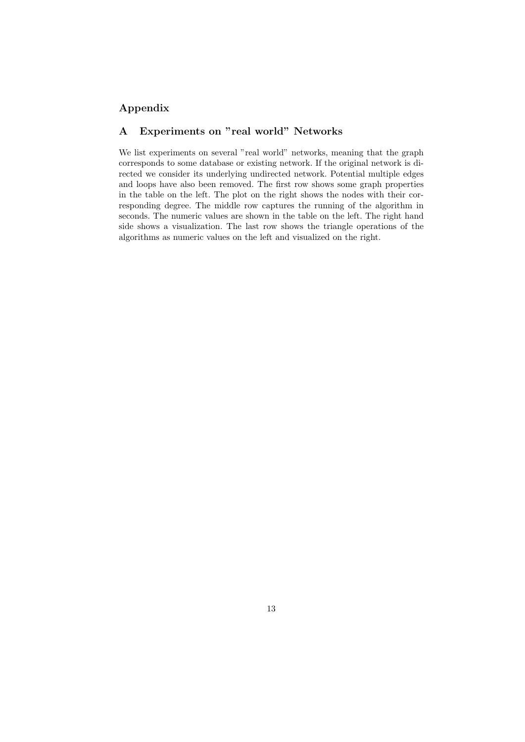# Appendix

## A Experiments on "real world" Networks

We list experiments on several "real world" networks, meaning that the graph corresponds to some database or existing network. If the original network is directed we consider its underlying undirected network. Potential multiple edges and loops have also been removed. The first row shows some graph properties in the table on the left. The plot on the right shows the nodes with their corresponding degree. The middle row captures the running of the algorithm in seconds. The numeric values are shown in the table on the left. The right hand side shows a visualization. The last row shows the triangle operations of the algorithms as numeric values on the left and visualized on the right.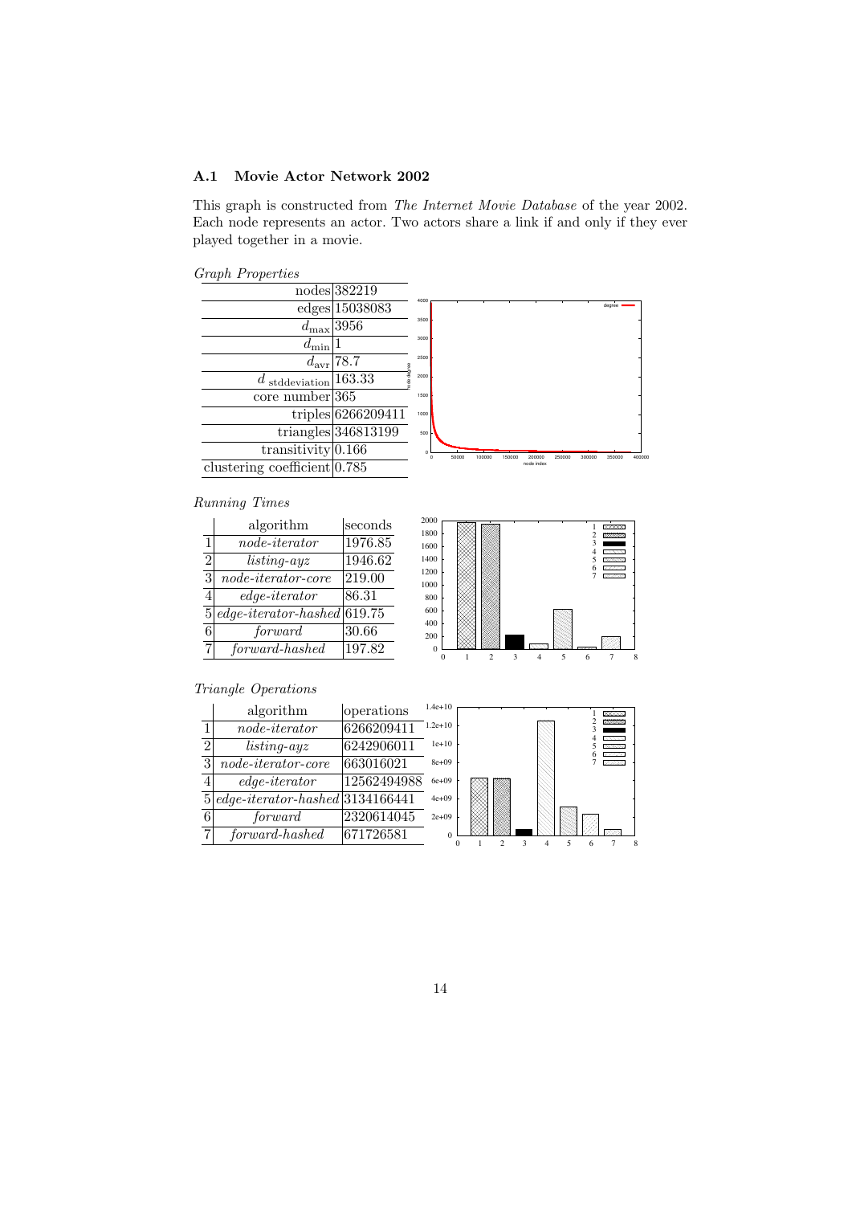### A.1 Movie Actor Network 2002

This graph is constructed from *The Internet Movie Database* of the year 2002. Each node represents an actor. Two actors share a link if and only if they ever played together in a movie.

*Graph Properties*

| | |
|---|---|
| nodes | 382219 |
| edges | 15038083 |
| $d_{\max}$ | 3956 |
| $d_{\min}$ | 1 |
| $d_{\text{avr}}$ | 78.7 |
| $d$ stddeviation | 163.33 |
| core number | 365 |
| triples | 6266209411 |
| triangles | 346813199 |
| transitivity | 0.166 |
| clustering coefficient | 0.785 |

*Running Times*

| | algorithm | seconds |
|---|---|---|
| 1 | *node-iterator* | 1976.85 |
| 2 | *listing-ayz* | 1946.62 |
| 3 | *node-iterator-core* | 219.00 |
| 4 | *edge-iterator* | 86.31 |
| 5 | *edge-iterator-hashed* | 619.75 |
| 6 | *forward* | 30.66 |
| 7 | *forward-hashed* | 197.82 |

*Triangle Operations*

| | algorithm | operations |
|---|---|---|
| 1 | *node-iterator* | 6266209411 |
| 2 | *listing-ayz* | 6242906011 |
| 3 | *node-iterator-core* | 663016021 |
| 4 | *edge-iterator* | 12562494988 |
| 5 | *edge-iterator-hashed* | 3134166441 |
| 6 | *forward* | 2320614045 |
| 7 | *forward-hashed* | 671726581 |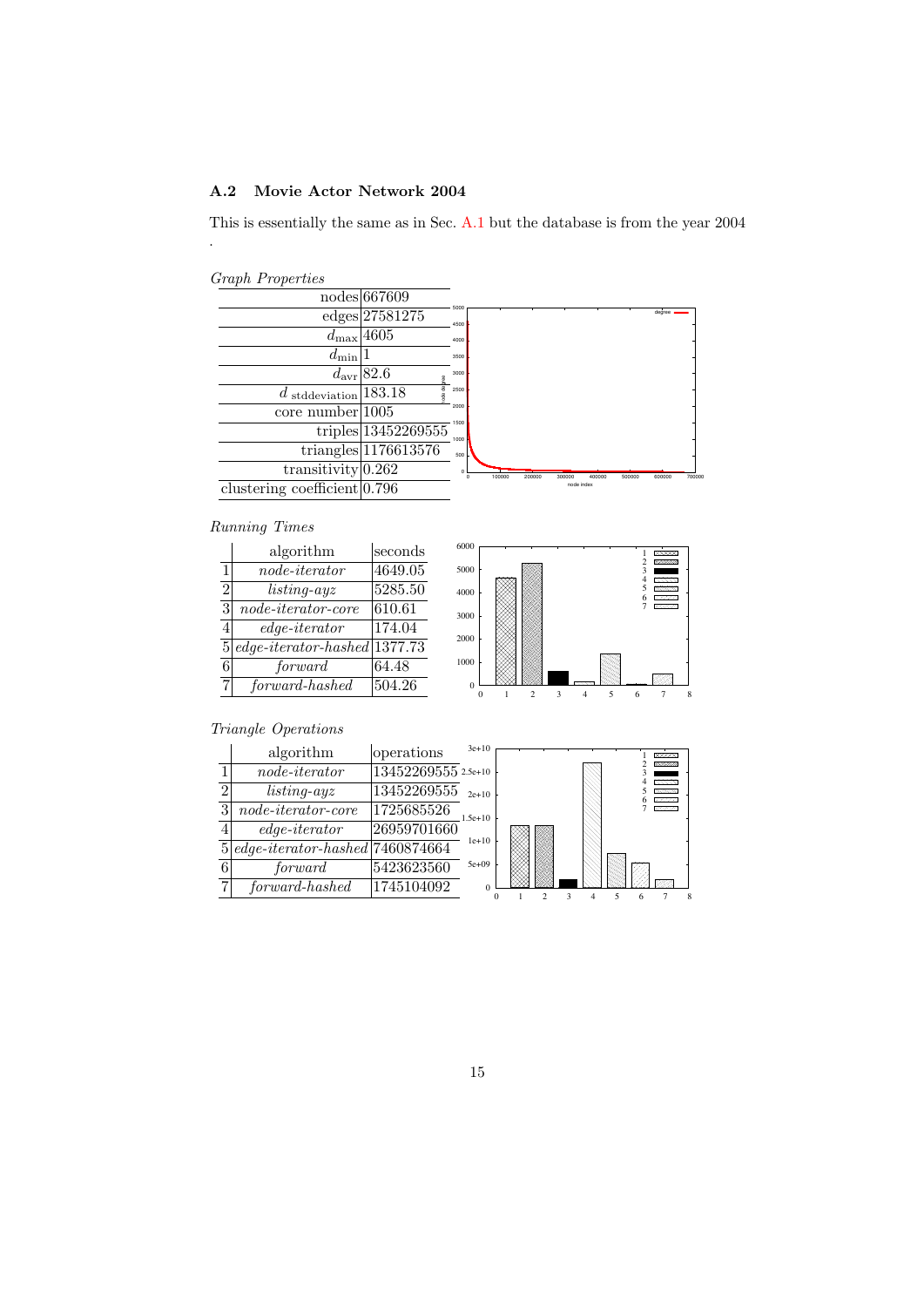### A.2 Movie Actor Network 2004

This is essentially the same as in Sec. A.1 but the database is from the year 2004 .

*Graph Properties*

| | |
|---|---|
| nodes | 667609 |
| edges | 27581275 |
| $d_{\max}$ | 4605 |
| $d_{\min}$ | 1 |
| $d_{\text{avr}}$ | 82.6 |
| $d$ stddeviation | 183.18 |
| core number | 1005 |
| triples | 13452269555 |
| triangles | 1176613576 |
| transitivity | 0.262 |
| clustering coefficient | 0.796 |

*Running Times*

| | algorithm | seconds |
|---|---|---|
| 1 | *node-iterator* | 4649.05 |
| 2 | *listing-ayz* | 5285.50 |
| 3 | *node-iterator-core* | 610.61 |
| 4 | *edge-iterator* | 174.04 |
| 5 | *edge-iterator-hashed* | 1377.73 |
| 6 | *forward* | 64.48 |
| 7 | *forward-hashed* | 504.26 |

*Triangle Operations*

| | algorithm | operations |
|---|---|---|
| 1 | *node-iterator* | 13452269555 |
| 2 | *listing-ayz* | 13452269555 |
| 3 | *node-iterator-core* | 1725685526 |
| 4 | *edge-iterator* | 26959701660 |
| 5 | *edge-iterator-hashed* | 7460874664 |
| 6 | *forward* | 5423623560 |
| 7 | *forward-hashed* | 1745104092 |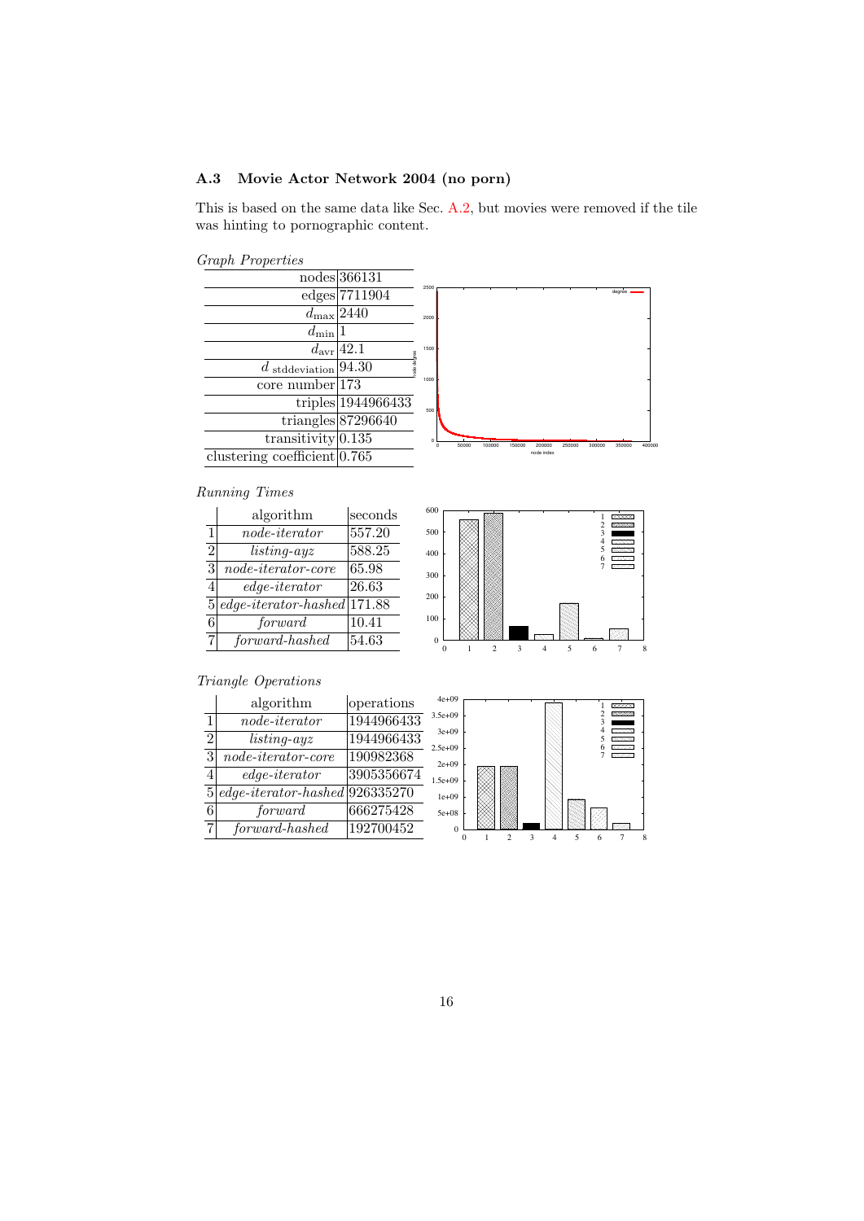### A.3 Movie Actor Network 2004 (no porn)

This is based on the same data like Sec. A.2, but movies were removed if the tile was hinting to pornographic content.

*Graph Properties*

| | |
|---|---|
| nodes | 366131 |
| edges | 7711904 |
| $d_{\max}$ | 2440 |
| $d_{\min}$ | 1 |
| $d_{\text{avr}}$ | 42.1 |
| $d$ stddeviation | 94.30 |
| core number | 173 |
| triples | 1944966433 |
| triangles | 87296640 |
| transitivity | 0.135 |
| clustering coefficient | 0.765 |

*Running Times*

| | algorithm | seconds |
|---|---|---|
| 1 | *node-iterator* | 557.20 |
| 2 | *listing-ayz* | 588.25 |
| 3 | *node-iterator-core* | 65.98 |
| 4 | *edge-iterator* | 26.63 |
| 5 | *edge-iterator-hashed* | 171.88 |
| 6 | *forward* | 10.41 |
| 7 | *forward-hashed* | 54.63 |

*Triangle Operations*

| | algorithm | operations |
|---|---|---|
| 1 | *node-iterator* | 1944966433 |
| 2 | *listing-ayz* | 1944966433 |
| 3 | *node-iterator-core* | 190982368 |
| 4 | *edge-iterator* | 3905356674 |
| 5 | *edge-iterator-hashed* | 926335270 |
| 6 | *forward* | 666275428 |
| 7 | *forward-hashed* | 192700452 |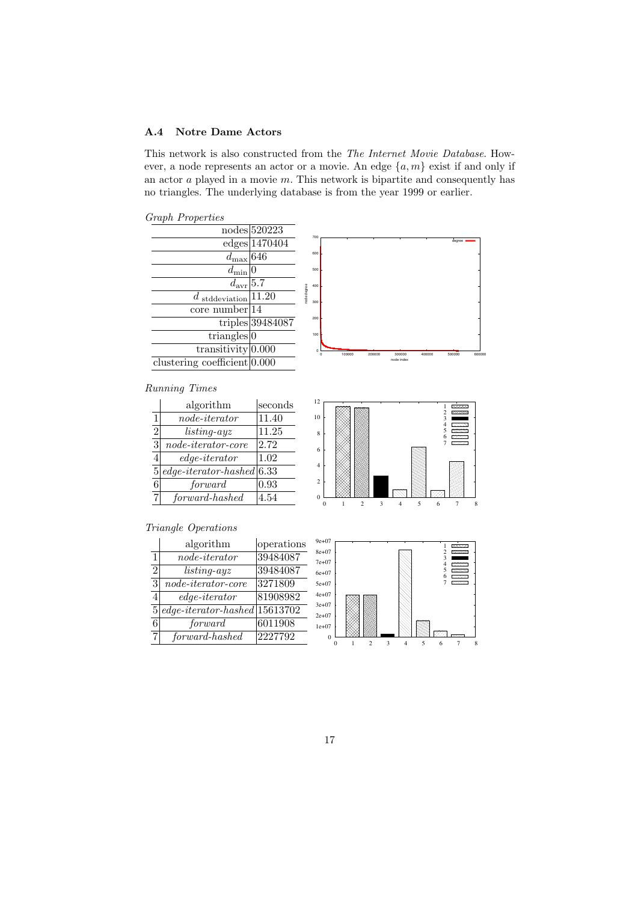### A.4 Notre Dame Actors

This network is also constructed from the *The Internet Movie Database*. However, a node represents an actor or a movie. An edge $\{a, m\}$ exist if and only if an actor $a$ played in a movie $m$. This network is bipartite and consequently has no triangles. The underlying database is from the year 1999 or earlier.

*Graph Properties*

| | |
|---:|---|
| nodes | 520223 |
| edges | 1470404 |
| $d_{\max}$ | 646 |
| $d_{\min}$ | 0 |
| $d_{\text{avr}}$ | 5.7 |
| $d$ stddeviation | 11.20 |
| core number | 14 |
| triples | 39484087 |
| triangles | 0 |
| transitivity | 0.000 |
| clustering coefficient | 0.000 |

*Running Times*

| | algorithm | seconds |
|---|---|---|
| 1 | *node-iterator* | 11.40 |
| 2 | *listing-ayz* | 11.25 |
| 3 | *node-iterator-core* | 2.72 |
| 4 | *edge-iterator* | 1.02 |
| 5 | *edge-iterator-hashed* | 6.33 |
| 6 | *forward* | 0.93 |
| 7 | *forward-hashed* | 4.54 |

*Triangle Operations*

| | algorithm | operations |
|---|---|---|
| 1 | *node-iterator* | 39484087 |
| 2 | *listing-ayz* | 39484087 |
| 3 | *node-iterator-core* | 3271809 |
| 4 | *edge-iterator* | 81908982 |
| 5 | *edge-iterator-hashed* | 15613702 |
| 6 | *forward* | 6011908 |
| 7 | *forward-hashed* | 2227792 |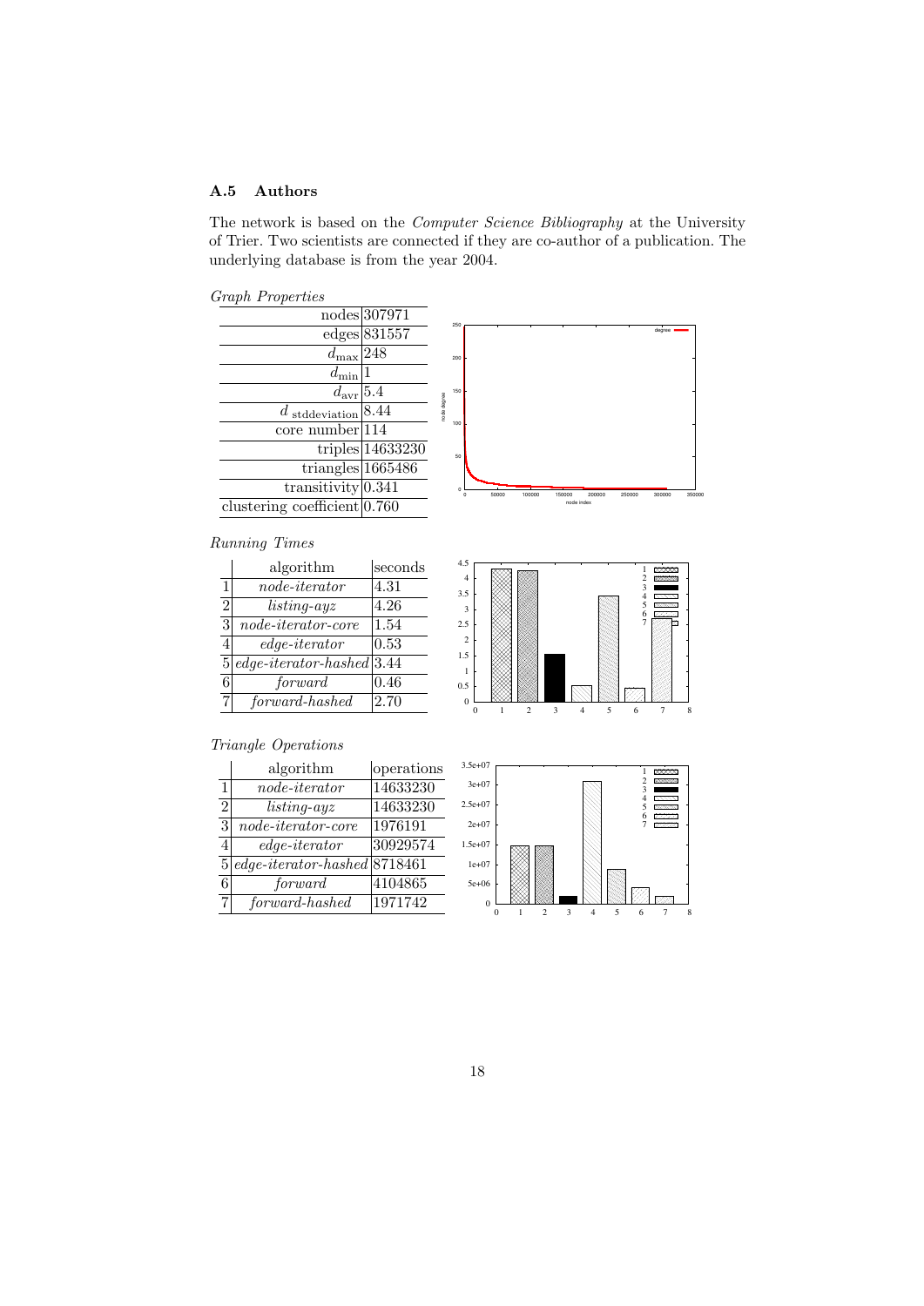### A.5 Authors

The network is based on the *Computer Science Bibliography* at the University of Trier. Two scientists are connected if they are co-author of a publication. The underlying database is from the year 2004.

*Graph Properties*

| | |
|---|---|
| nodes | 307971 |
| edges | 831557 |
| $d_{\max}$ | 248 |
| $d_{\min}$ | 1 |
| $d_{\text{avr}}$ | 5.4 |
| $d$ stddeviation | 8.44 |
| core number | 114 |
| triples | 14633230 |
| triangles | 1665486 |
| transitivity | 0.341 |
| clustering coefficient | 0.760 |

*Running Times*

| | algorithm | seconds |
|---|---|---|
| 1 | *node-iterator* | 4.31 |
| 2 | *listing-ayz* | 4.26 |
| 3 | *node-iterator-core* | 1.54 |
| 4 | *edge-iterator* | 0.53 |
| 5 | *edge-iterator-hashed* | 3.44 |
| 6 | *forward* | 0.46 |
| 7 | *forward-hashed* | 2.70 |

*Triangle Operations*

| | algorithm | operations |
|---|---|---|
| 1 | *node-iterator* | 14633230 |
| 2 | *listing-ayz* | 14633230 |
| 3 | *node-iterator-core* | 1976191 |
| 4 | *edge-iterator* | 30929574 |
| 5 | *edge-iterator-hashed* | 8718461 |
| 6 | *forward* | 4104865 |
| 7 | *forward-hashed* | 1971742 |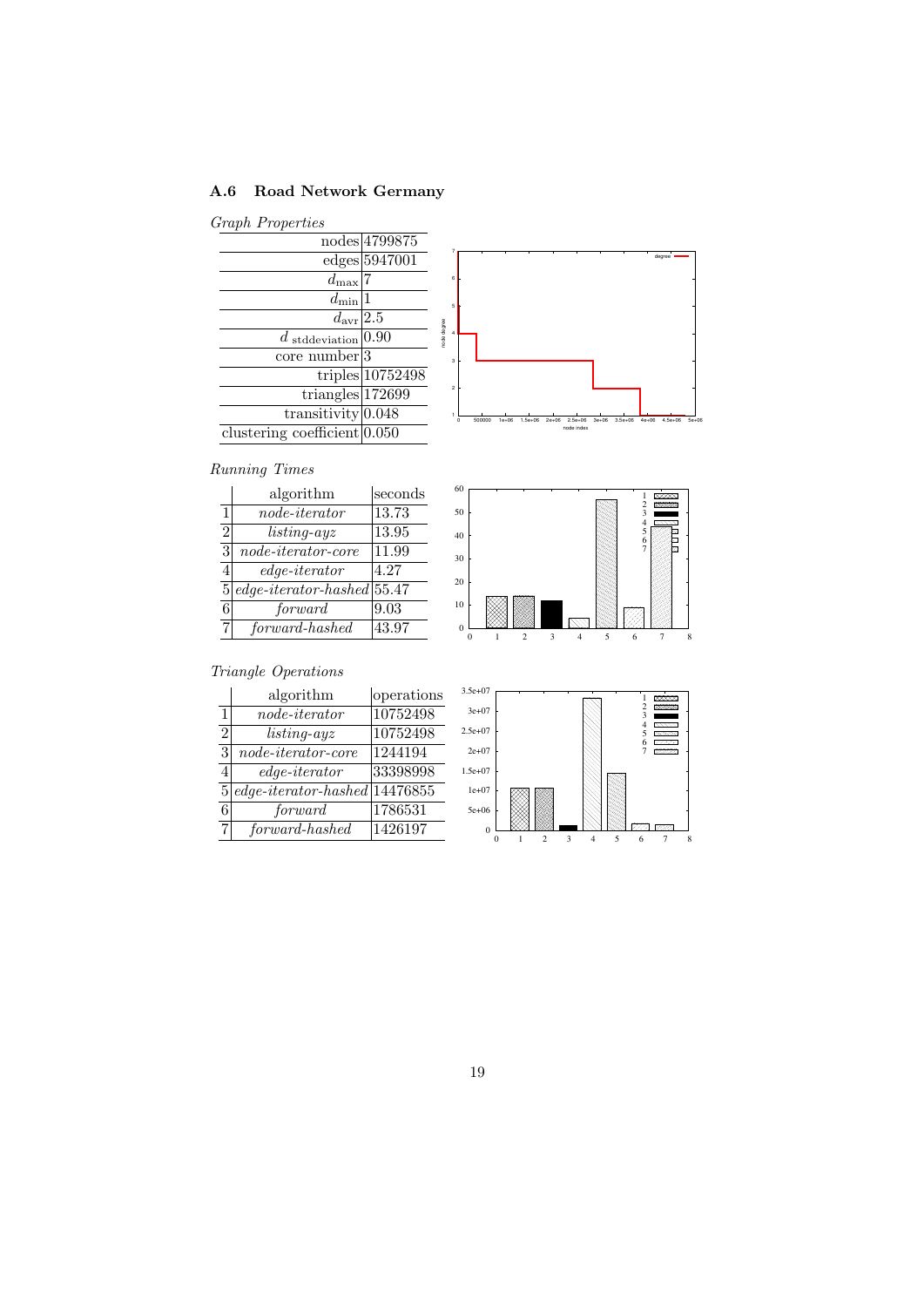### A.6 Road Network Germany

*Graph Properties*

| | |
|---|---|
| nodes | 4799875 |
| edges | 5947001 |
| $d_{\max}$ | 7 |
| $d_{\min}$ | 1 |
| $d_{\mathrm{avr}}$ | 2.5 |
| $d_{\text{ stddeviation}}$ | 0.90 |
| core number | 3 |
| triples | 10752498 |
| triangles | 172699 |
| transitivity | 0.048 |
| clustering coefficient | 0.050 |

*Running Times*

| | algorithm | seconds |
|---|---|---|
| 1 | *node-iterator* | 13.73 |
| 2 | *listing-ayz* | 13.95 |
| 3 | *node-iterator-core* | 11.99 |
| 4 | *edge-iterator* | 4.27 |
| 5 | *edge-iterator-hashed* | 55.47 |
| 6 | *forward* | 9.03 |
| 7 | *forward-hashed* | 43.97 |

*Triangle Operations*

| | algorithm | operations |
|---|---|---|
| 1 | *node-iterator* | 10752498 |
| 2 | *listing-ayz* | 10752498 |
| 3 | *node-iterator-core* | 1244194 |
| 4 | *edge-iterator* | 33398998 |
| 5 | *edge-iterator-hashed* | 14476855 |
| 6 | *forward* | 1786531 |
| 7 | *forward-hashed* | 1426197 |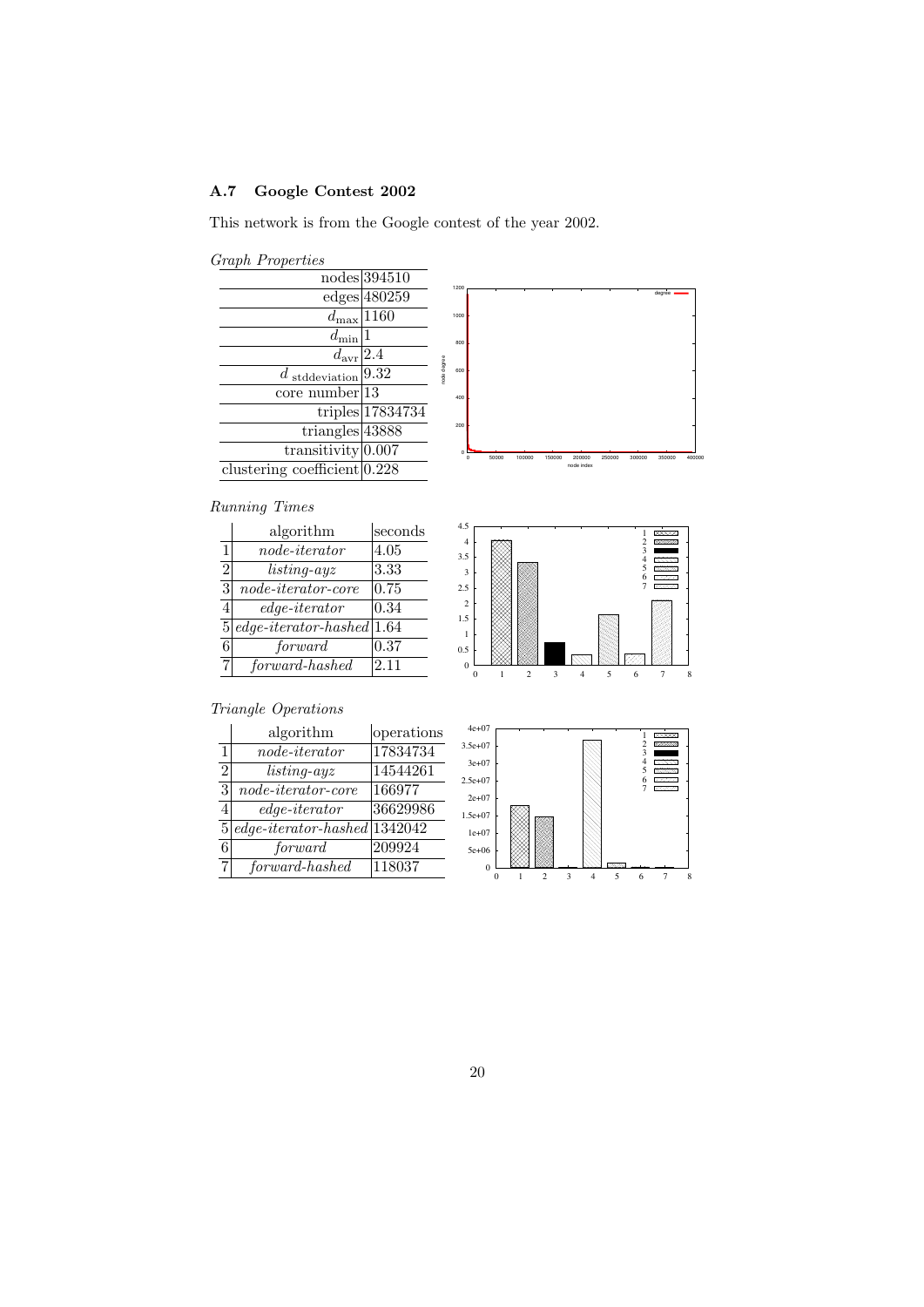### A.7 Google Contest 2002

This network is from the Google contest of the year 2002.

*Graph Properties*

| | |
|---:|---|
| nodes | 394510 |
| edges | 480259 |
| $d_{\max}$ | 1160 |
| $d_{\min}$ | 1 |
| $d_{\text{avr}}$ | 2.4 |
| $d$ stddeviation | 9.32 |
| core number | 13 |
| triples | 17834734 |
| triangles | 43888 |
| transitivity | 0.007 |
| clustering coefficient | 0.228 |

*Running Times*

| | algorithm | seconds |
|---|---|---|
| 1 | *node-iterator* | 4.05 |
| 2 | *listing-ayz* | 3.33 |
| 3 | *node-iterator-core* | 0.75 |
| 4 | *edge-iterator* | 0.34 |
| 5 | *edge-iterator-hashed* | 1.64 |
| 6 | *forward* | 0.37 |
| 7 | *forward-hashed* | 2.11 |

*Triangle Operations*

| | algorithm | operations |
|---|---|---|
| 1 | *node-iterator* | 17834734 |
| 2 | *listing-ayz* | 14544261 |
| 3 | *node-iterator-core* | 166977 |
| 4 | *edge-iterator* | 36629986 |
| 5 | *edge-iterator-hashed* | 1342042 |
| 6 | *forward* | 209924 |
| 7 | *forward-hashed* | 118037 |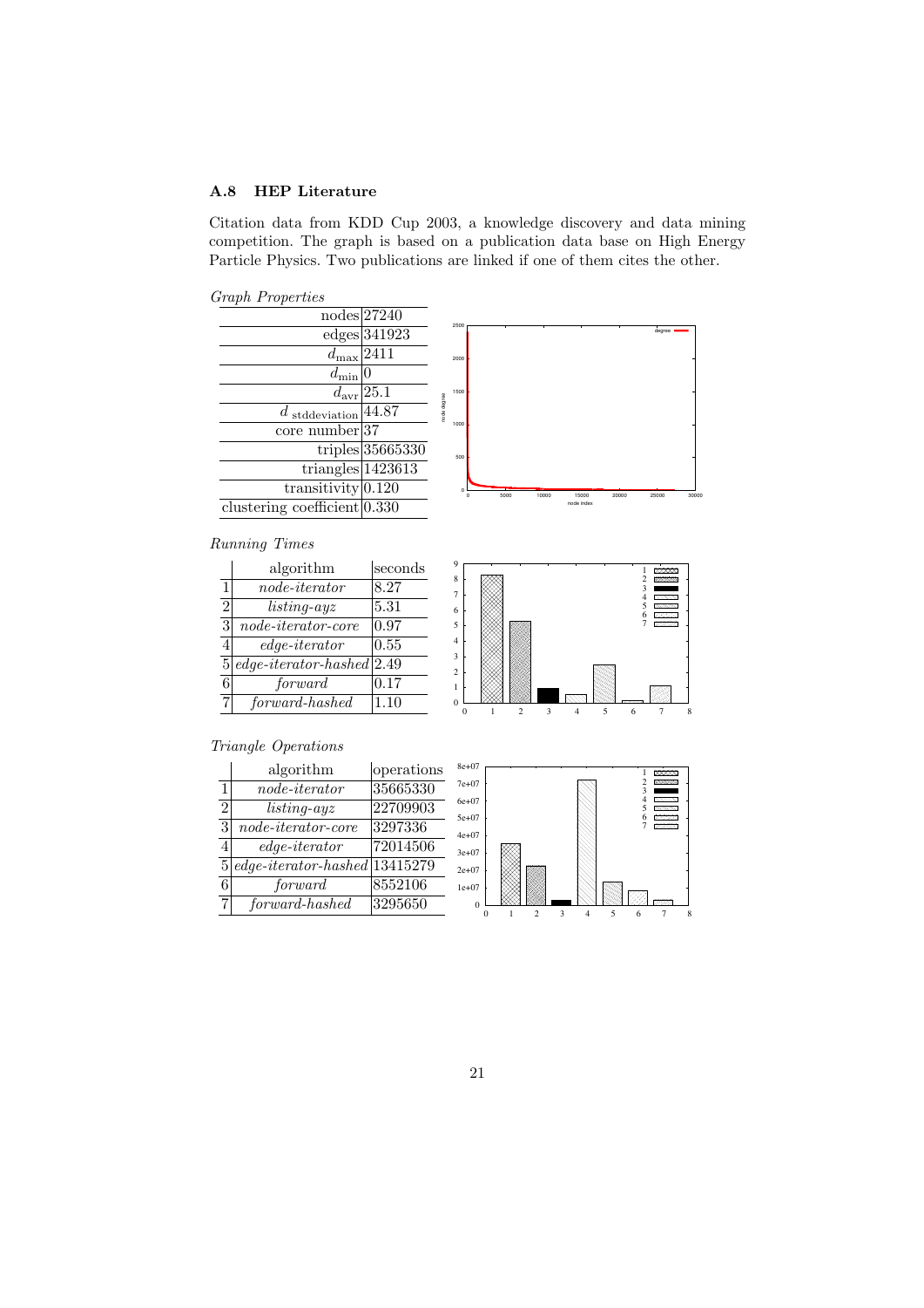### A.8 HEP Literature

Citation data from KDD Cup 2003, a knowledge discovery and data mining competition. The graph is based on a publication data base on High Energy Particle Physics. Two publications are linked if one of them cites the other.

*Graph Properties*

| | |
|---|---|
| nodes | 27240 |
| edges | 341923 |
| $d_{\max}$ | 2411 |
| $d_{\min}$ | 0 |
| $d_{\text{avr}}$ | 25.1 |
| $d_{\text{stddeviation}}$ | 44.87 |
| core number | 37 |
| triples | 35665330 |
| triangles | 1423613 |
| transitivity | 0.120 |
| clustering coefficient | 0.330 |

*Running Times*

| | algorithm | seconds |
|---|---|---|
| 1 | *node-iterator* | 8.27 |
| 2 | *listing-ayz* | 5.31 |
| 3 | *node-iterator-core* | 0.97 |
| 4 | *edge-iterator* | 0.55 |
| 5 | *edge-iterator-hashed* | 2.49 |
| 6 | *forward* | 0.17 |
| 7 | *forward-hashed* | 1.10 |

*Triangle Operations*

| | algorithm | operations |
|---|---|---|
| 1 | *node-iterator* | 35665330 |
| 2 | *listing-ayz* | 22709903 |
| 3 | *node-iterator-core* | 3297336 |
| 4 | *edge-iterator* | 72014506 |
| 5 | *edge-iterator-hashed* | 13415279 |
| 6 | *forward* | 8552106 |
| 7 | *forward-hashed* | 3295650 |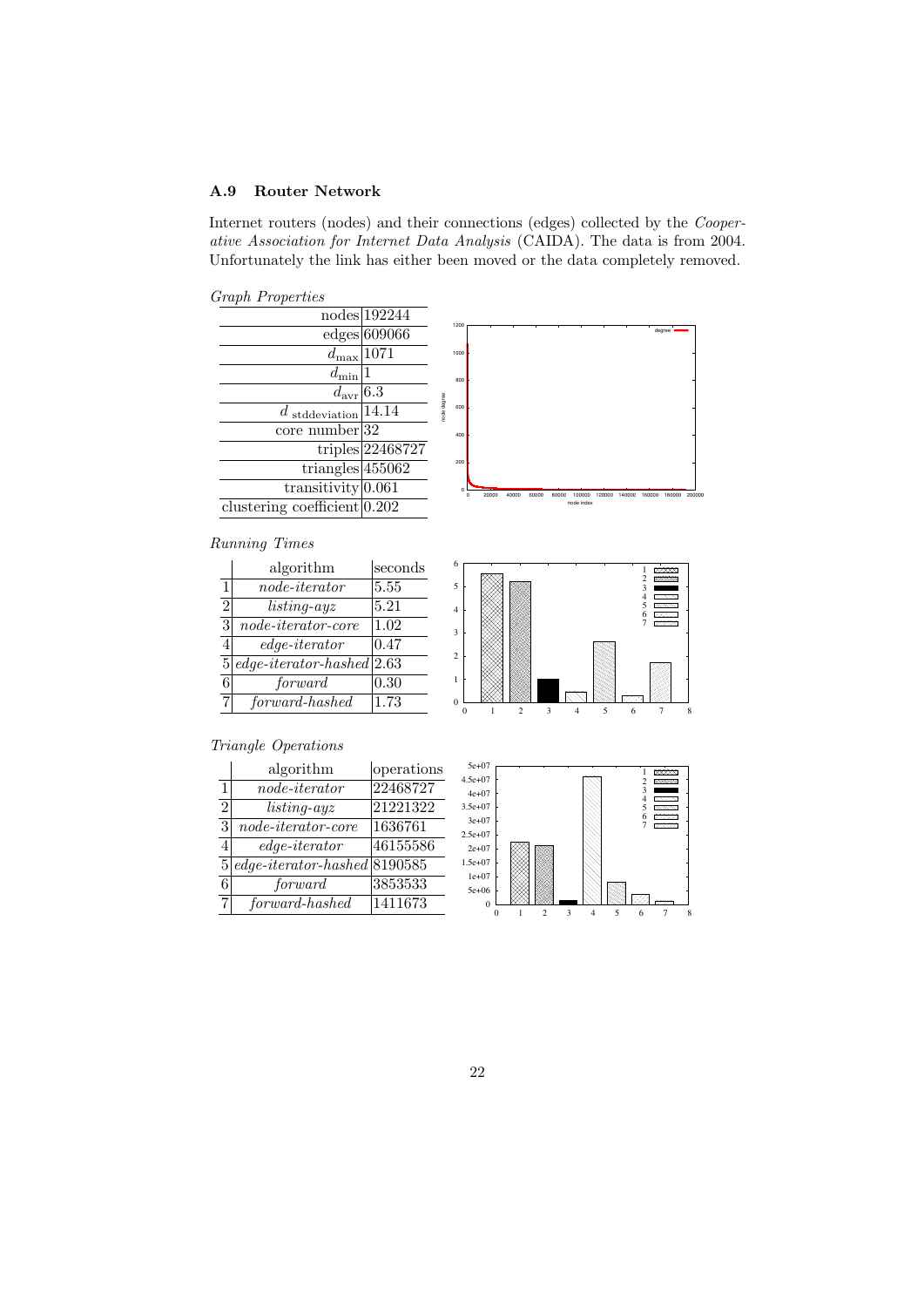### A.9 Router Network

Internet routers (nodes) and their connections (edges) collected by the *Cooperative Association for Internet Data Analysis* (CAIDA). The data is from 2004. Unfortunately the link has either been moved or the data completely removed.

*Graph Properties*

| | |
|---|---|
| nodes | 192244 |
| edges | 609066 |
| $d_{\max}$ | 1071 |
| $d_{\min}$ | 1 |
| $d_{\text{avr}}$ | 6.3 |
| $d$ stddeviation | 14.14 |
| core number | 32 |
| triples | 22468727 |
| triangles | 455062 |
| transitivity | 0.061 |
| clustering coefficient | 0.202 |

*Running Times*

| | algorithm | seconds |
|---|---|---|
| 1 | *node-iterator* | 5.55 |
| 2 | *listing-ayz* | 5.21 |
| 3 | *node-iterator-core* | 1.02 |
| 4 | *edge-iterator* | 0.47 |
| 5 | *edge-iterator-hashed* | 2.63 |
| 6 | *forward* | 0.30 |
| 7 | *forward-hashed* | 1.73 |

*Triangle Operations*

| | algorithm | operations |
|---|---|---|
| 1 | *node-iterator* | 22468727 |
| 2 | *listing-ayz* | 21221322 |
| 3 | *node-iterator-core* | 1636761 |
| 4 | *edge-iterator* | 46155586 |
| 5 | *edge-iterator-hashed* | 8190585 |
| 6 | *forward* | 3853533 |
| 7 | *forward-hashed* | 1411673 |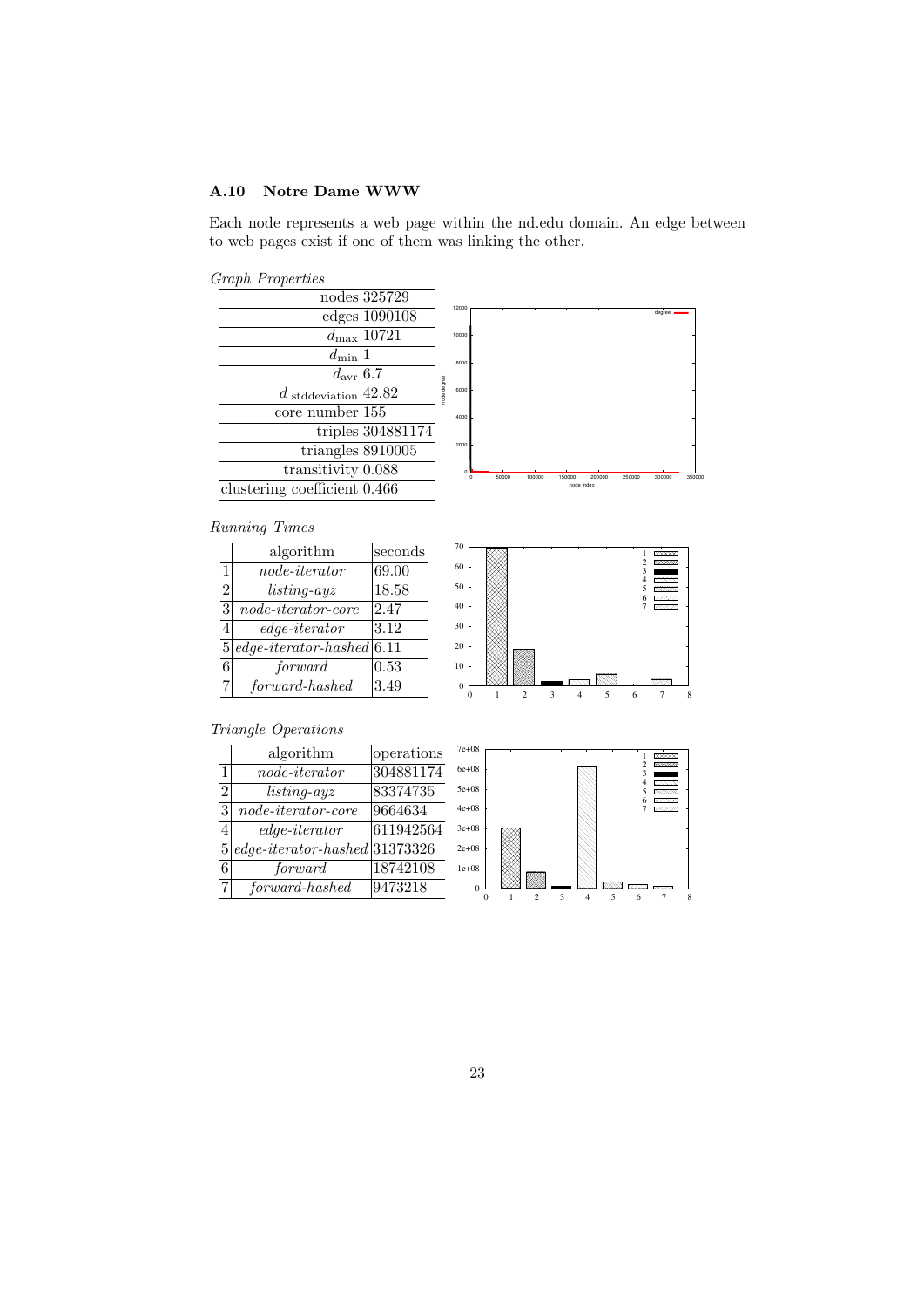### A.10 Notre Dame WWW

Each node represents a web page within the nd.edu domain. An edge between to web pages exist if one of them was linking the other.

*Graph Properties*

| | |
|---|---|
| nodes | 325729 |
| edges | 1090108 |
| $d_{\max}$ | 10721 |
| $d_{\min}$ | 1 |
| $d_{\text{avr}}$ | 6.7 |
| $d$ stddeviation | 42.82 |
| core number | 155 |
| triples | 304881174 |
| triangles | 8910005 |
| transitivity | 0.088 |
| clustering coefficient | 0.466 |

*Running Times*

| | algorithm | seconds |
|---|---|---|
| 1 | *node-iterator* | 69.00 |
| 2 | *listing-ayz* | 18.58 |
| 3 | *node-iterator-core* | 2.47 |
| 4 | *edge-iterator* | 3.12 |
| 5 | *edge-iterator-hashed* | 6.11 |
| 6 | *forward* | 0.53 |
| 7 | *forward-hashed* | 3.49 |

*Triangle Operations*

| | algorithm | operations |
|---|---|---|
| 1 | *node-iterator* | 304881174 |
| 2 | *listing-ayz* | 83374735 |
| 3 | *node-iterator-core* | 9664634 |
| 4 | *edge-iterator* | 611942564 |
| 5 | *edge-iterator-hashed* | 31373326 |
| 6 | *forward* | 18742108 |
| 7 | *forward-hashed* | 9473218 |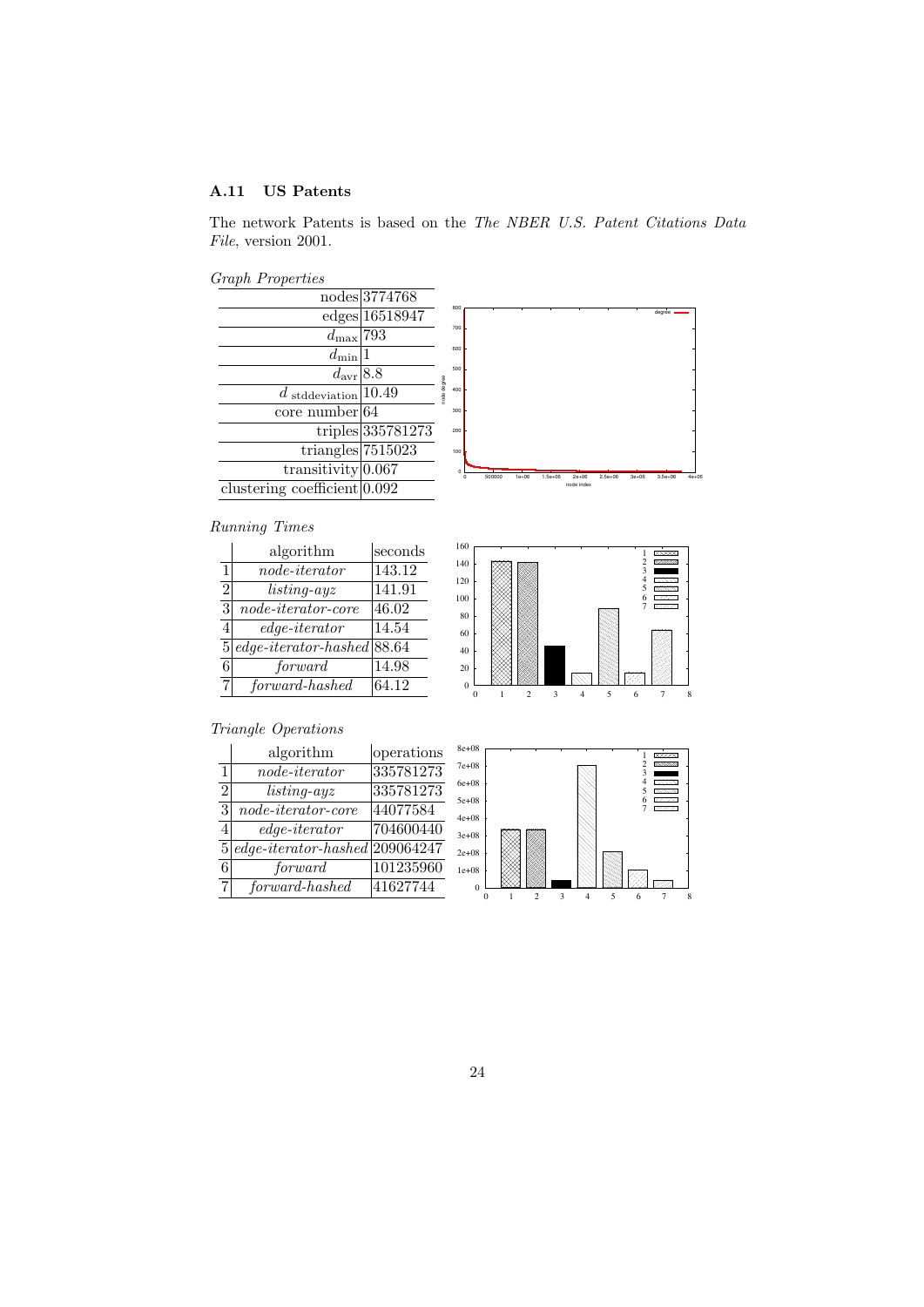### A.11 US Patents

The network Patents is based on the *The NBER U.S. Patent Citations Data File*, version 2001.

*Graph Properties*

| | |
|---|---|
| nodes | 3774768 |
| edges | 16518947 |
| $d_{\max}$ | 793 |
| $d_{\min}$ | 1 |
| $d_{\text{avr}}$ | 8.8 |
| $d$ stddeviation | 10.49 |
| core number | 64 |
| triples | 335781273 |
| triangles | 7515023 |
| transitivity | 0.067 |
| clustering coefficient | 0.092 |

*Running Times*

| | algorithm | seconds |
|---|---|---|
| 1 | *node-iterator* | 143.12 |
| 2 | *listing-ayz* | 141.91 |
| 3 | *node-iterator-core* | 46.02 |
| 4 | *edge-iterator* | 14.54 |
| 5 | *edge-iterator-hashed* | 88.64 |
| 6 | *forward* | 14.98 |
| 7 | *forward-hashed* | 64.12 |

*Triangle Operations*

| | algorithm | operations |
|---|---|---|
| 1 | *node-iterator* | 335781273 |
| 2 | *listing-ayz* | 335781273 |
| 3 | *node-iterator-core* | 44077584 |
| 4 | *edge-iterator* | 704600440 |
| 5 | *edge-iterator-hashed* | 209064247 |
| 6 | *forward* | 101235960 |
| 7 | *forward-hashed* | 41627744 |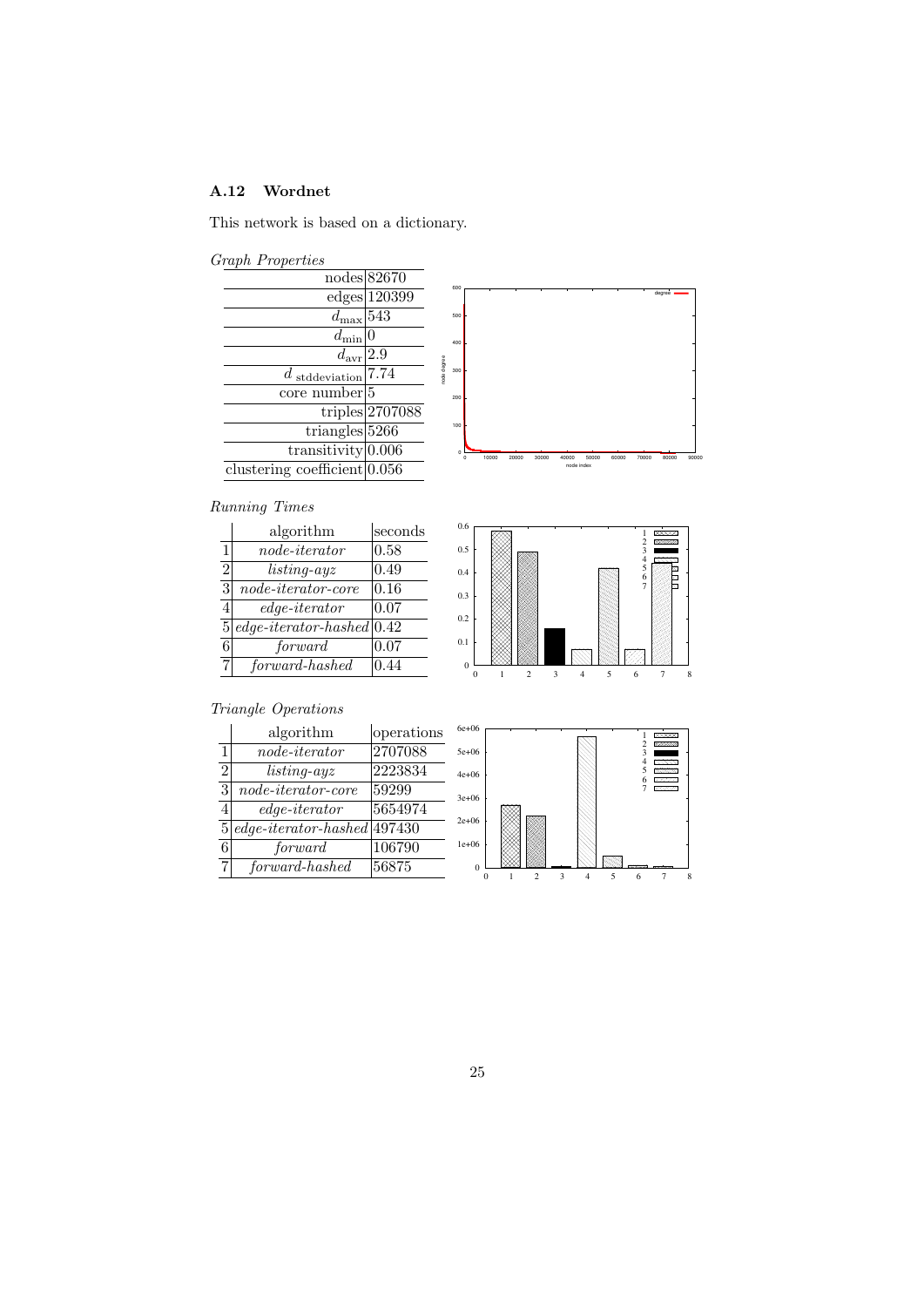### A.12 Wordnet

This network is based on a dictionary.

*Graph Properties*

| | |
|---|---|
| nodes | 82670 |
| edges | 120399 |
| $d_{\max}$ | 543 |
| $d_{\min}$ | 0 |
| $d_{\text{avr}}$ | 2.9 |
| $d$ stddeviation | 7.74 |
| core number | 5 |
| triples | 2707088 |
| triangles | 5266 |
| transitivity | 0.006 |
| clustering coefficient | 0.056 |

*Running Times*

| | algorithm | seconds |
|---|---|---|
| 1 | *node-iterator* | 0.58 |
| 2 | *listing-ayz* | 0.49 |
| 3 | *node-iterator-core* | 0.16 |
| 4 | *edge-iterator* | 0.07 |
| 5 | *edge-iterator-hashed* | 0.42 |
| 6 | *forward* | 0.07 |
| 7 | *forward-hashed* | 0.44 |

*Triangle Operations*

| | algorithm | operations |
|---|---|---|
| 1 | *node-iterator* | 2707088 |
| 2 | *listing-ayz* | 2223834 |
| 3 | *node-iterator-core* | 59299 |
| 4 | *edge-iterator* | 5654974 |
| 5 | *edge-iterator-hashed* | 497430 |
| 6 | *forward* | 106790 |
| 7 | *forward-hashed* | 56875 |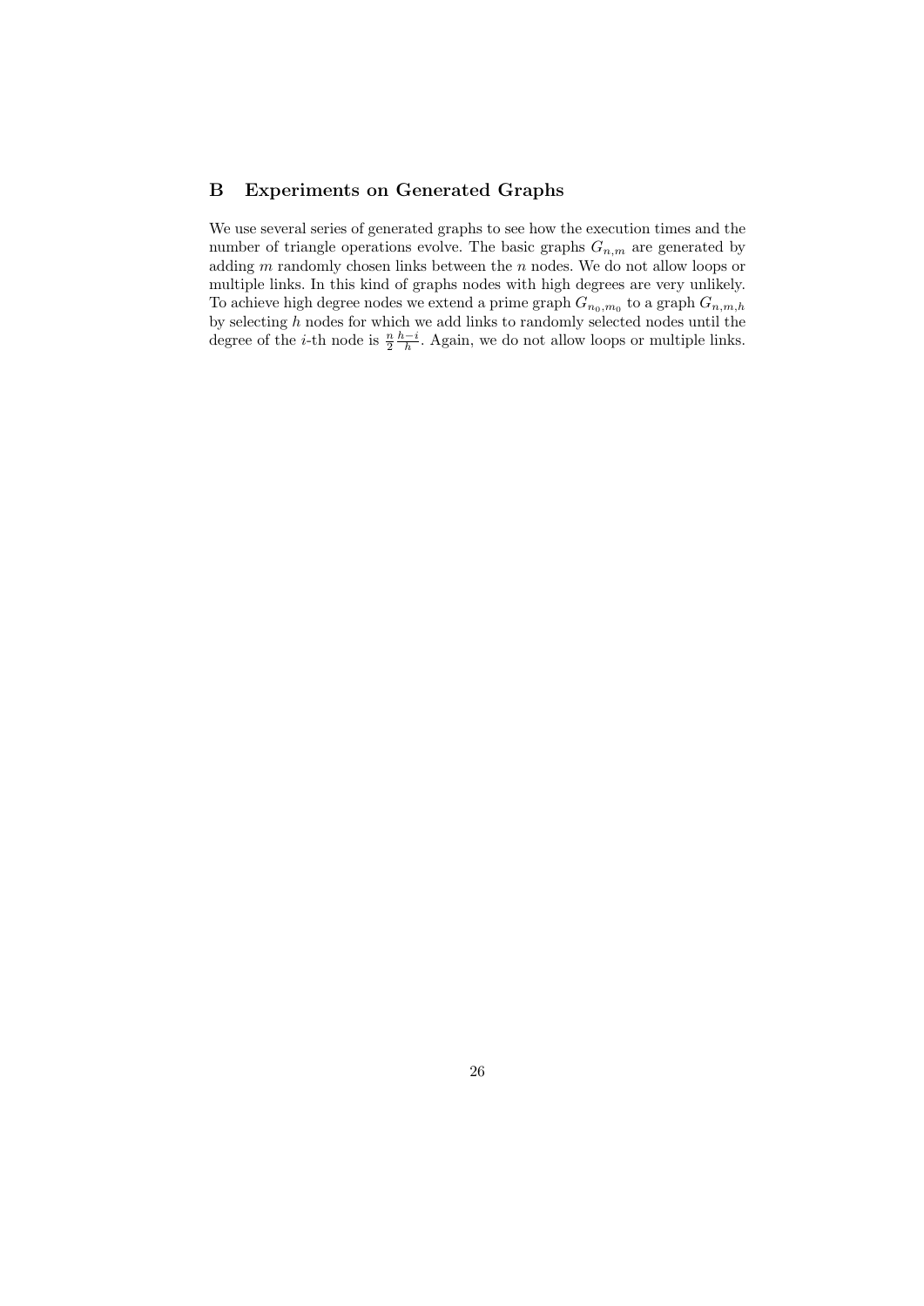## B Experiments on Generated Graphs

We use several series of generated graphs to see how the execution times and the number of triangle operations evolve. The basic graphs $G_{n,m}$ are generated by adding $m$ randomly chosen links between the $n$ nodes. We do not allow loops or multiple links. In this kind of graphs nodes with high degrees are very unlikely. To achieve high degree nodes we extend a prime graph $G_{n_0,m_0}$ to a graph $G_{n,m,h}$ by selecting $h$ nodes for which we add links to randomly selected nodes until the degree of the $i$-th node is $\frac{n}{2}\frac{h-i}{h}$. Again, we do not allow loops or multiple links.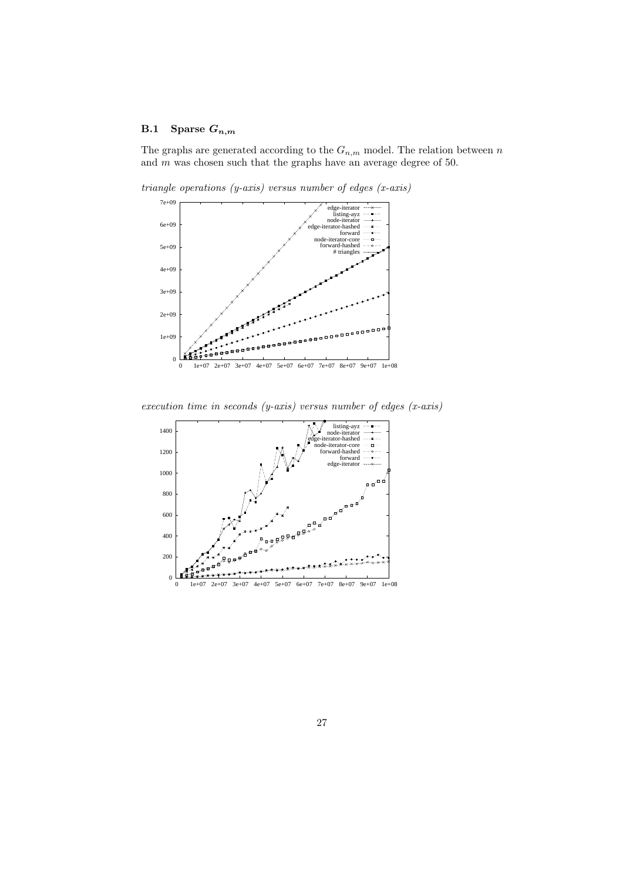### B.1 Sparse $G_{n,m}$

The graphs are generated according to the $G_{n,m}$ model. The relation between $n$ and $m$ was chosen such that the graphs have an average degree of 50.

*triangle operations (y-axis) versus number of edges (x-axis)*

*execution time in seconds (y-axis) versus number of edges (x-axis)*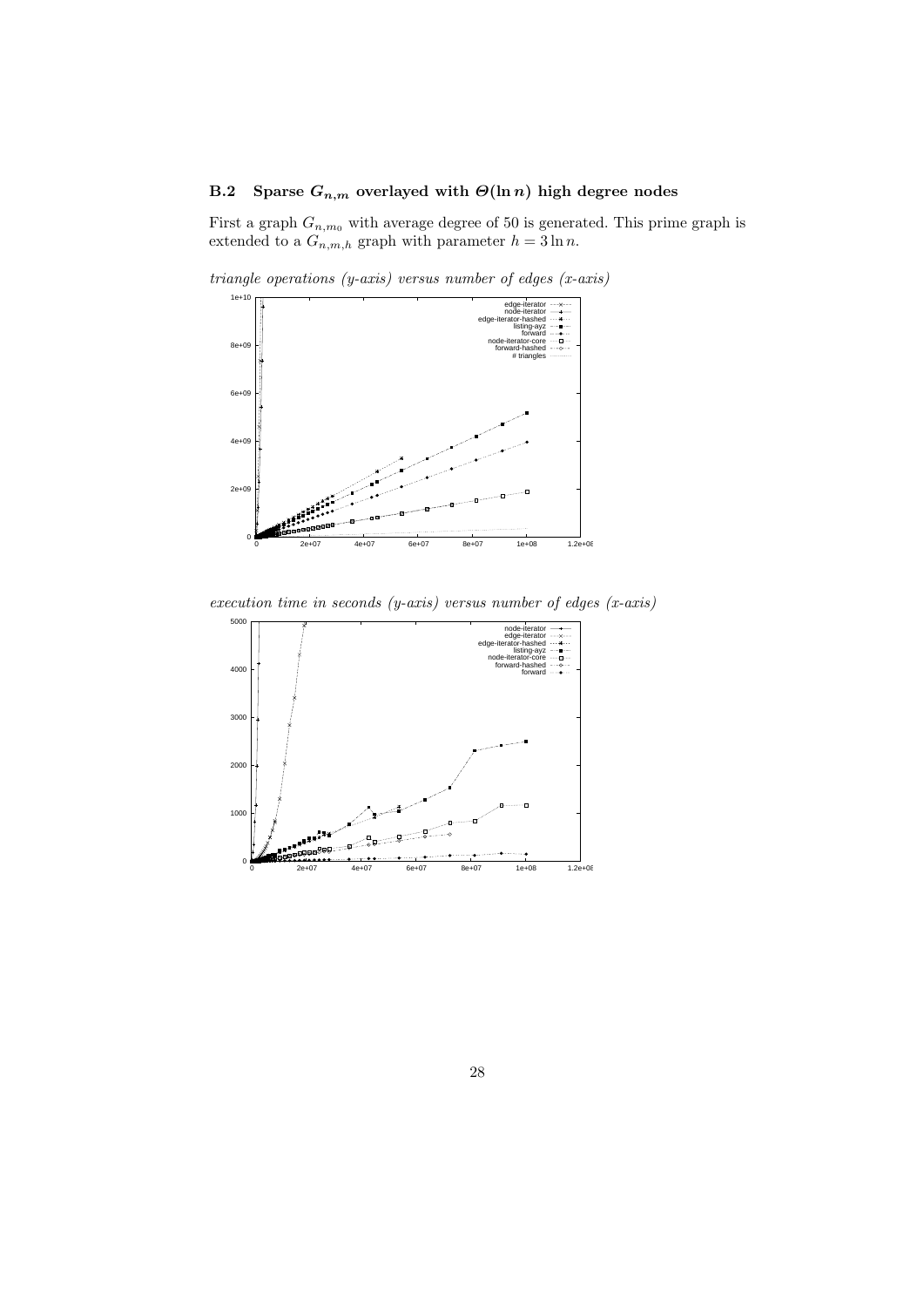### B.2 Sparse $G_{n,m}$ overlayed with $\Theta(\ln n)$ high degree nodes

First a graph $G_{n,m_0}$ with average degree of 50 is generated. This prime graph is extended to a $G_{n,m,h}$ graph with parameter $h = 3 \ln n$.

*triangle operations (y-axis) versus number of edges (x-axis)*

*execution time in seconds (y-axis) versus number of edges (x-axis)*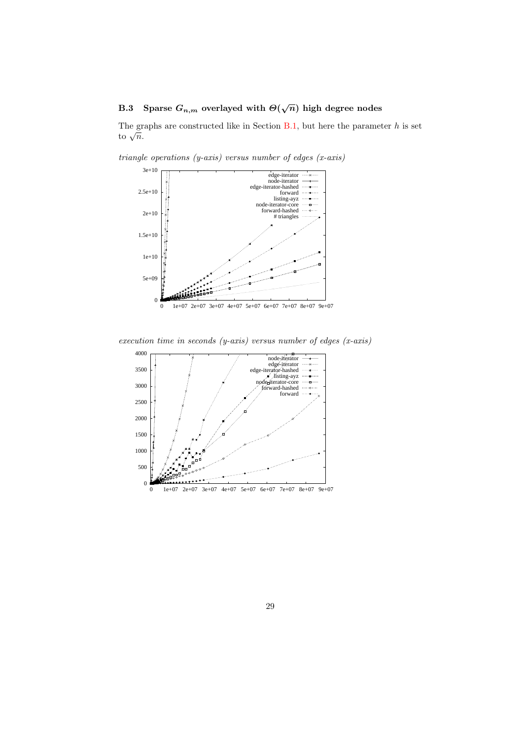### B.3 Sparse $G_{n,m}$ overlayed with $\Theta(\sqrt{n})$ high degree nodes

The graphs are constructed like in Section B.1, but here the parameter $h$ is set to $\sqrt{n}$.

*triangle operations (y-axis) versus number of edges (x-axis)*

*execution time in seconds (y-axis) versus number of edges (x-axis)*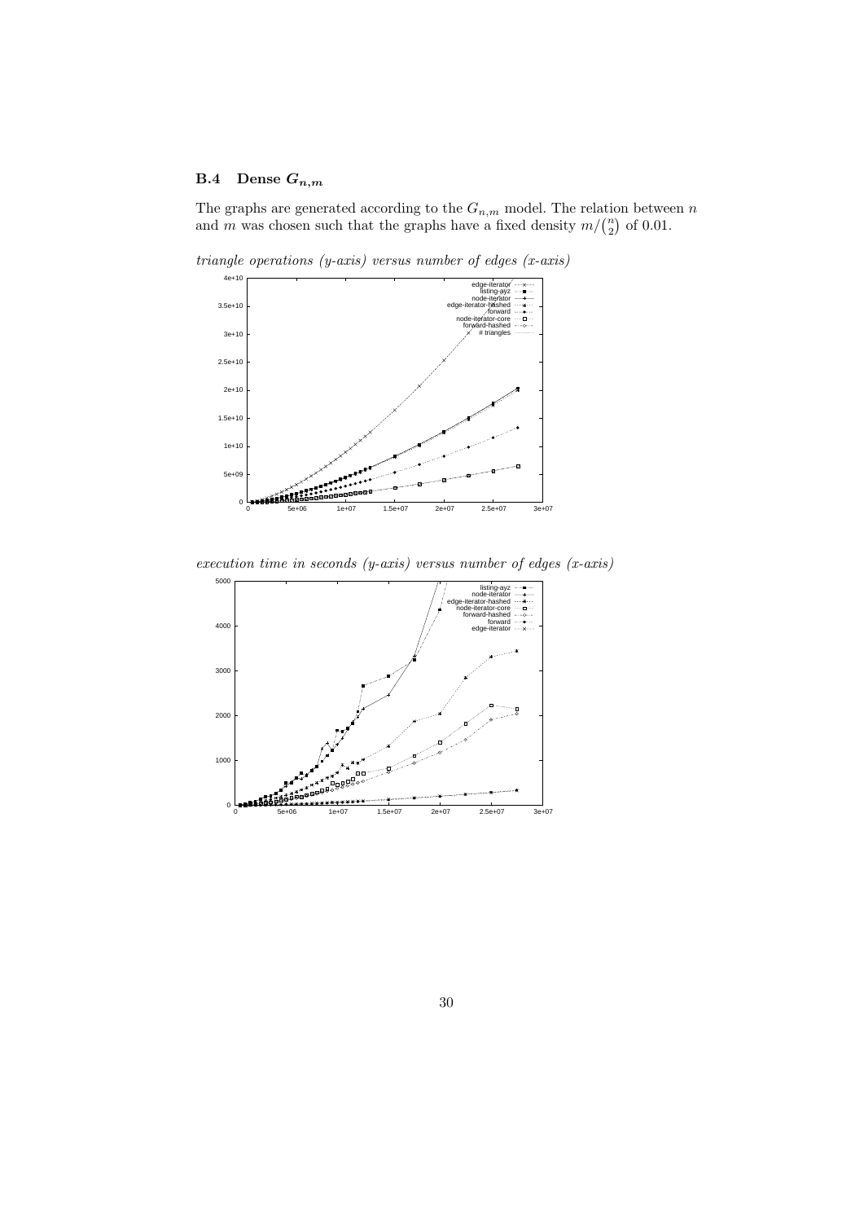## B.4 Dense $G_{n,m}$

The graphs are generated according to the $G_{n,m}$ model. The relation between $n$ and $m$ was chosen such that the graphs have a fixed density $m/\binom{n}{2}$ of 0.01.

*triangle operations (y-axis) versus number of edges (x-axis)*

*execution time in seconds (y-axis) versus number of edges (x-axis)*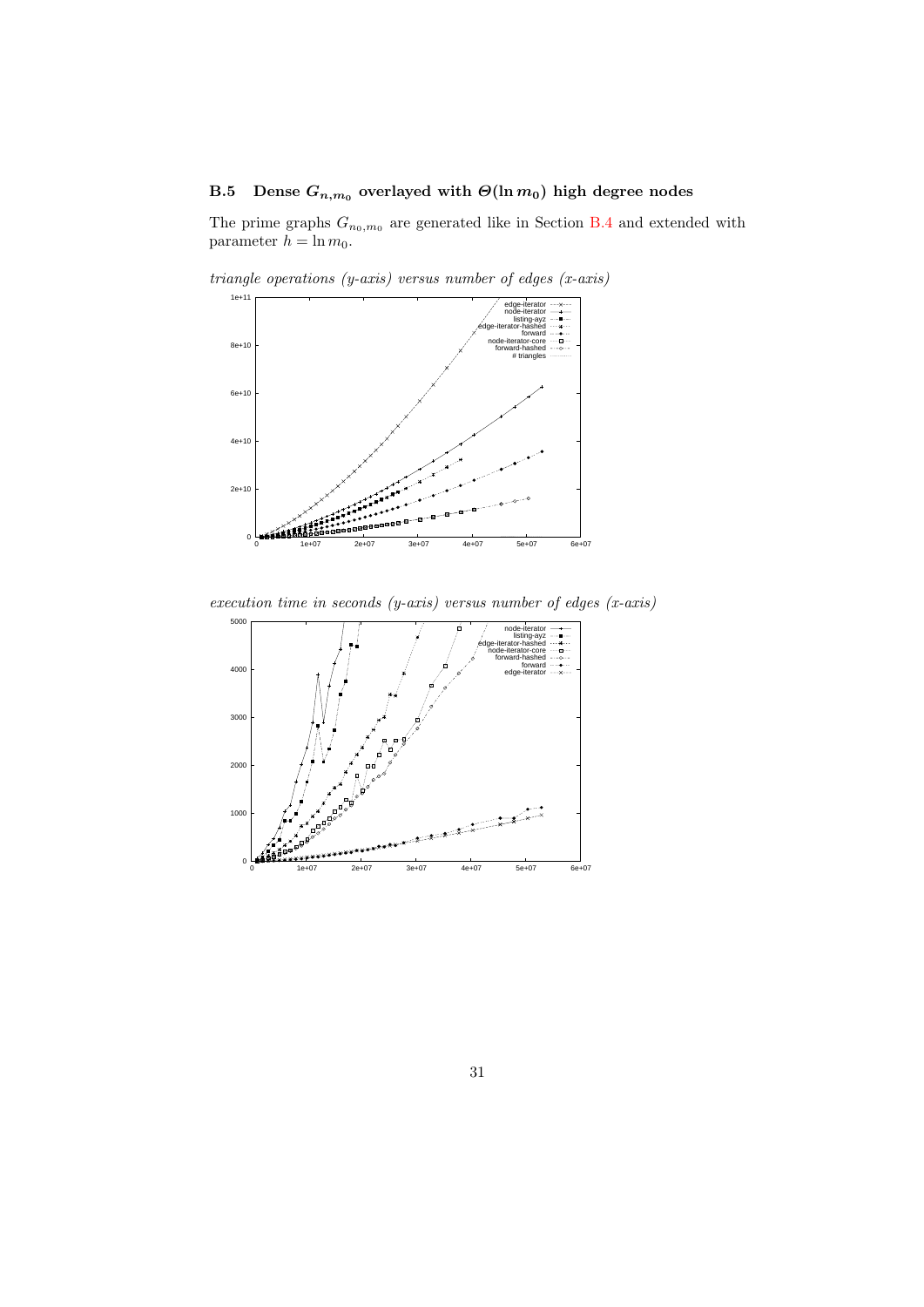### B.5 Dense $G_{n,m_0}$ overlayed with $\Theta(\ln m_0)$ high degree nodes

The prime graphs $G_{n_0,m_0}$ are generated like in Section B.4 and extended with parameter $h = \ln m_0$.

*triangle operations (y-axis) versus number of edges (x-axis)*

*execution time in seconds (y-axis) versus number of edges (x-axis)*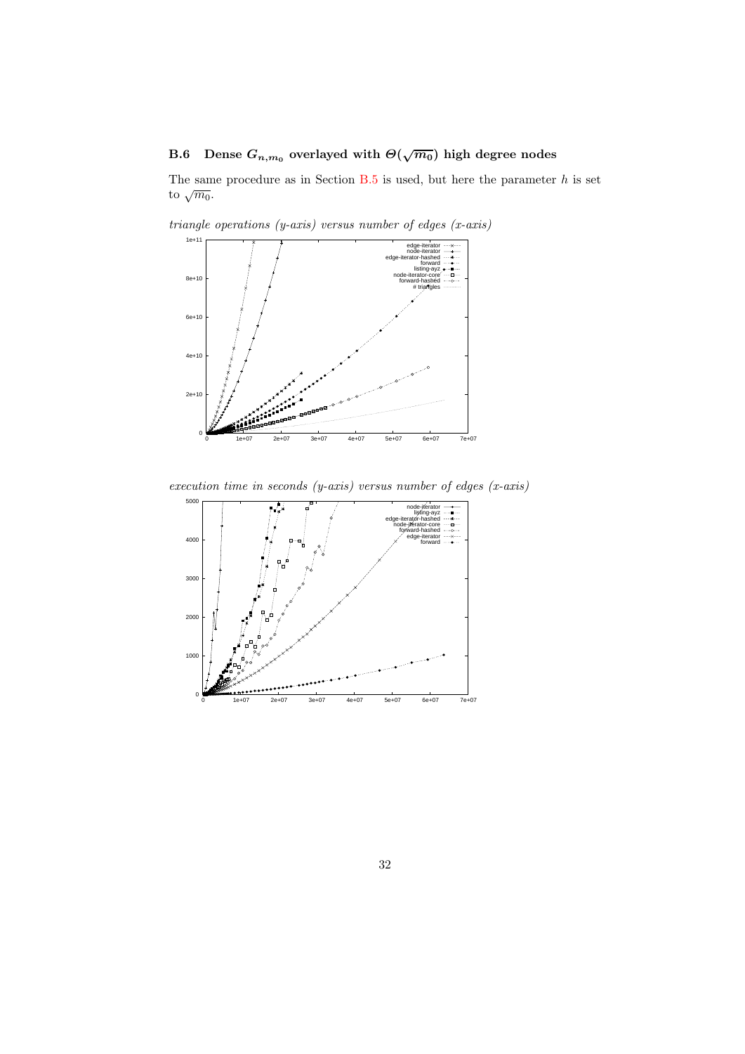## B.6 Dense $G_{n,m_0}$ overlayed with $\Theta(\sqrt{m_0})$ high degree nodes

The same procedure as in Section B.5 is used, but here the parameter $h$ is set to $\sqrt{m_0}$.

*triangle operations (y-axis) versus number of edges (x-axis)*

*execution time in seconds (y-axis) versus number of edges (x-axis)*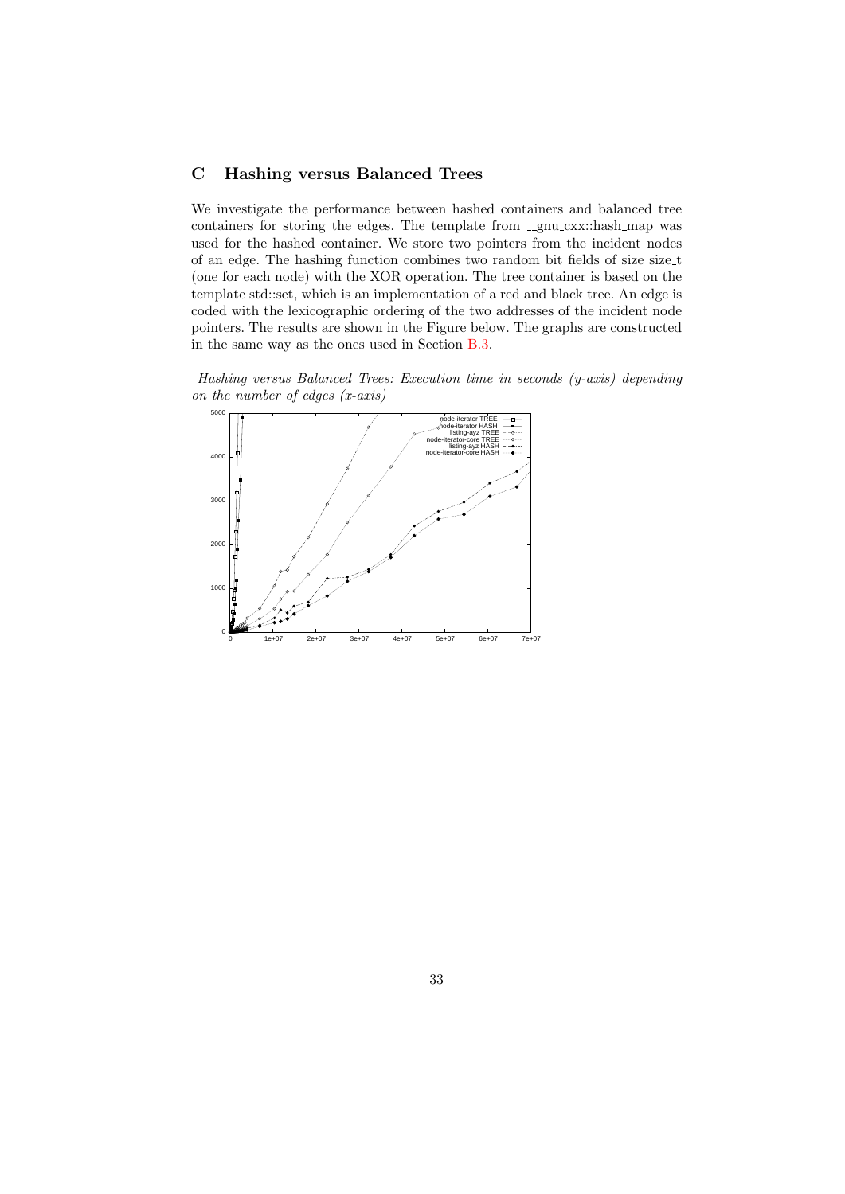## C Hashing versus Balanced Trees

We investigate the performance between hashed containers and balanced tree containers for storing the edges. The template from __gnu_cxx::hash_map was used for the hashed container. We store two pointers from the incident nodes of an edge. The hashing function combines two random bit fields of size size_t (one for each node) with the XOR operation. The tree container is based on the template std::set, which is an implementation of a red and black tree. An edge is coded with the lexicographic ordering of the two addresses of the incident node pointers. The results are shown in the Figure below. The graphs are constructed in the same way as the ones used in Section B.3.

*Hashing versus Balanced Trees: Execution time in seconds (y-axis) depending on the number of edges (x-axis)*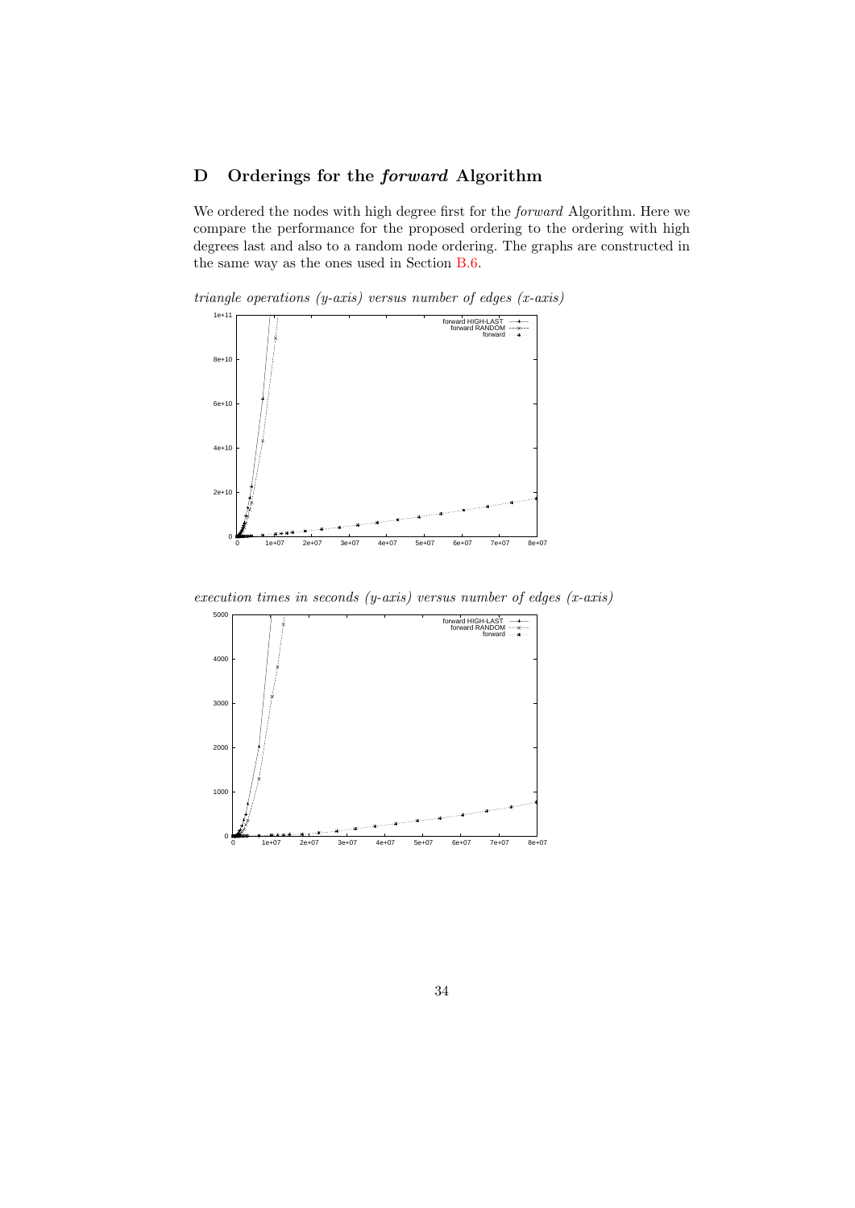# D Orderings for the *forward* Algorithm

We ordered the nodes with high degree first for the *forward* Algorithm. Here we compare the performance for the proposed ordering to the ordering with high degrees last and also to a random node ordering. The graphs are constructed in the same way as the ones used in Section B.6.

*triangle operations (y-axis) versus number of edges (x-axis)*

*execution times in seconds (y-axis) versus number of edges (x-axis)*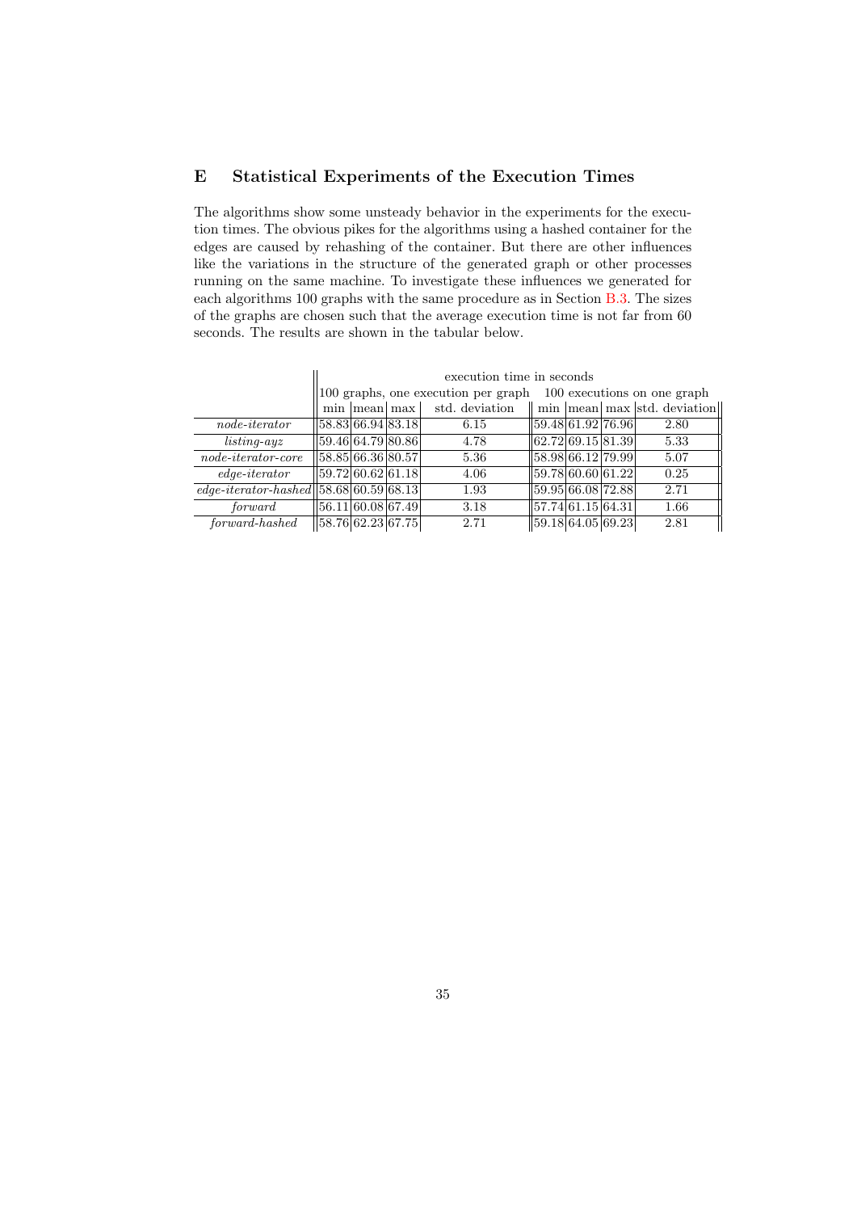## E Statistical Experiments of the Execution Times

The algorithms show some unsteady behavior in the experiments for the execution times. The obvious pikes for the algorithms using a hashed container for the edges are caused by rehashing of the container. But there are other influences like the variations in the structure of the generated graph or other processes running on the same machine. To investigate these influences we generated for each algorithms 100 graphs with the same procedure as in Section B.3. The sizes of the graphs are chosen such that the average execution time is not far from 60 seconds. The results are shown in the tabular below.

| | execution time in seconds | | | | | | | |
|---|---|---|---|---|---|---|---|---|
| | 100 graphs, one execution per graph | | | | 100 executions on one graph | | | |
| | min | mean | max | std. deviation | min | mean | max | std. deviation |
| *node-iterator* | 58.83 | 66.94 | 83.18 | 6.15 | 59.48 | 61.92 | 76.96 | 2.80 |
| *listing-ayz* | 59.46 | 64.79 | 80.86 | 4.78 | 62.72 | 69.15 | 81.39 | 5.33 |
| *node-iterator-core* | 58.85 | 66.36 | 80.57 | 5.36 | 58.98 | 66.12 | 79.99 | 5.07 |
| *edge-iterator* | 59.72 | 60.62 | 61.18 | 4.06 | 59.78 | 60.60 | 61.22 | 0.25 |
| *edge-iterator-hashed* | 58.68 | 60.59 | 68.13 | 1.93 | 59.95 | 66.08 | 72.88 | 2.71 |
| *forward* | 56.11 | 60.08 | 67.49 | 3.18 | 57.74 | 61.15 | 64.31 | 1.66 |
| *forward-hashed* | 58.76 | 62.23 | 67.75 | 2.71 | 59.18 | 64.05 | 69.23 | 2.81 |